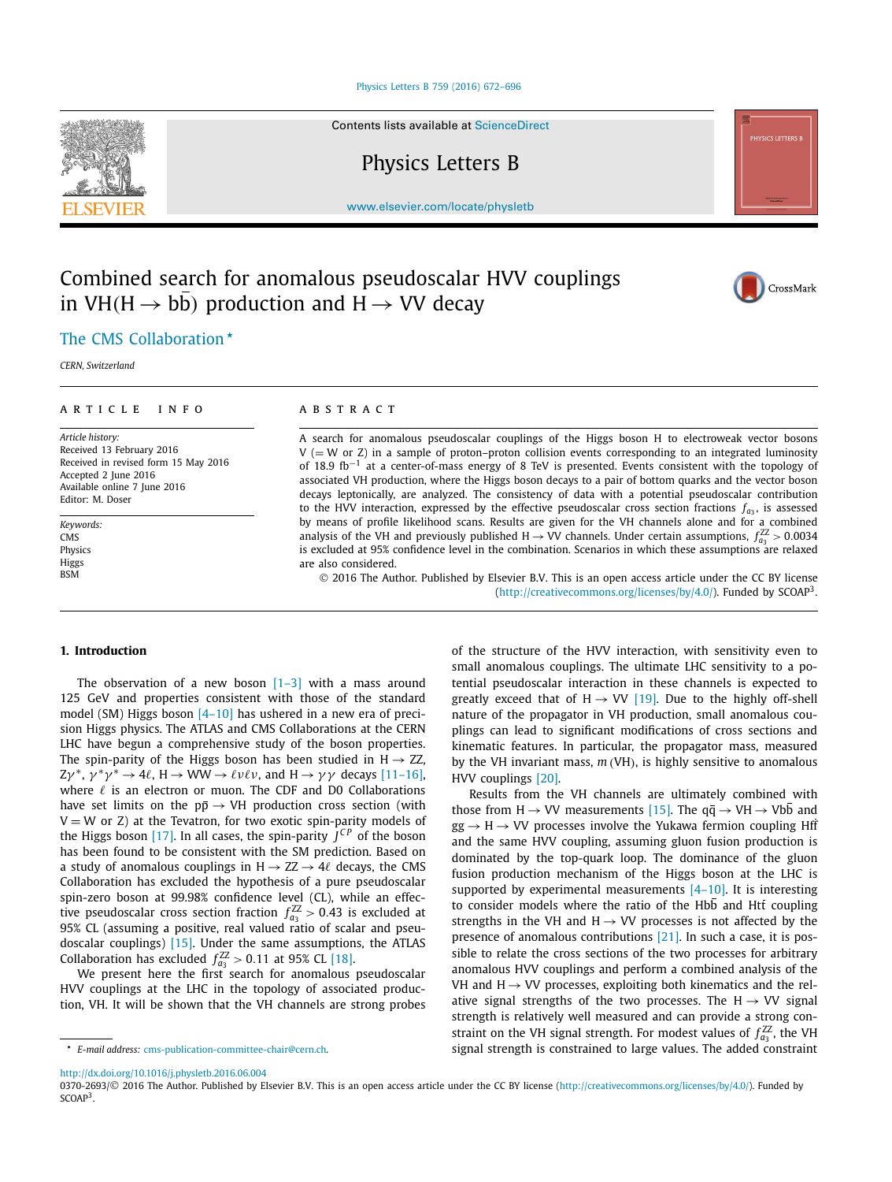Contents lists available at ScienceDirect

# Physics Letters B

www.elsevier.com/locate/physletb

# Combined search for anomalous pseudoscalar HVV couplings in VH($H \to b\bar{b}$) production and $H \to VV$ decay

The CMS Collaboration *

*CERN, Switzerland*

## ARTICLE INFO

*Article history:*
Received 13 February 2016
Received in revised form 15 May 2016
Accepted 2 June 2016
Available online 7 June 2016
Editor: M. Doser

*Keywords:*
CMS
Physics
Higgs
BSM

## ABSTRACT

A search for anomalous pseudoscalar couplings of the Higgs boson H to electroweak vector bosons V (= W or Z) in a sample of proton–proton collision events corresponding to an integrated luminosity of 18.9 fb$^{-1}$ at a center-of-mass energy of 8 TeV is presented. Events consistent with the topology of associated VH production, where the Higgs boson decays to a pair of bottom quarks and the vector boson decays leptonically, are analyzed. The consistency of data with a potential anomalous pseudoscalar contribution to the HVV interaction, expressed by the effective pseudoscalar cross section fractions $f_{a_3}$, is assessed by means of profile likelihood scans. Results are given for the VH channels alone and for a combined analysis of the VH and previously published $H \to VV$ channels. Under certain assumptions, $f_{a_3}^{ZZ} > 0.0034$ is excluded at 95% confidence level in the combination. Scenarios in which these assumptions are relaxed are also considered.

© 2016 The Author. Published by Elsevier B.V. This is an open access article under the CC BY license (http://creativecommons.org/licenses/by/4.0/). Funded by SCOAP[3].

## 1. Introduction

The observation of a new boson [1–3] with a mass around 125 GeV and properties consistent with those of the standard model (SM) Higgs boson [4–10] has ushered in a new era of precision Higgs physics. The ATLAS and CMS Collaborations at the CERN LHC have begun a comprehensive study of the boson properties. The spin-parity of the Higgs boson has been studied in $H \to ZZ$, $Z\gamma^*$, $\gamma^*\gamma^* \to 4\ell$, $H \to WW \to \ell\nu\ell\nu$, and $H \to \gamma\gamma$ decays [11–16], where $\ell$ is an electron or muon. The CDF and D0 Collaborations have set limits on the $p\bar{p} \to$ VH production cross section (with V = W or Z) at the Tevatron, for two exotic spin-parity models of the Higgs boson [17]. In all cases, the spin-parity $J^{CP}$ of the boson has been found to be consistent with the SM prediction. Based on a study of anomalous couplings in $H \to ZZ \to 4\ell$ decays, the CMS Collaboration has excluded the hypothesis of a pure pseudoscalar spin-zero boson at 99.98% confidence level (CL), while an effective pseudoscalar cross section fraction $f_{a_3}^{ZZ} > 0.43$ is excluded at 95% CL (assuming a positive, real valued ratio of scalar and pseudoscalar couplings) [15]. Under the same assumptions, the ATLAS Collaboration has excluded $f_{a_3}^{ZZ} > 0.11$ at 95% CL [18].

We present here the first search for anomalous pseudoscalar HVV couplings at the LHC in the topology of associated production, VH. It will be shown that the VH channels are strong probes of the structure of the HVV interaction, with sensitivity even to small anomalous couplings. The ultimate LHC sensitivity to a potential pseudoscalar interaction in these channels is expected to greatly exceed that of $H \to VV$ [19]. Due to the highly off-shell nature of the propagator in VH production, small anomalous couplings can lead to significant modifications of cross sections and kinematic features. In particular, the propagator mass, measured by the VH invariant mass, $m(\text{VH})$, is highly sensitive to anomalous HVV couplings [20].

Results from the VH channels are ultimately combined with those from $H \to VV$ measurements [15]. The $q\bar{q} \to VH \to Vb\bar{b}$ and $gg \to H \to VV$ processes involve the Yukawa fermion coupling $Hf\bar{f}$ and the same HVV coupling, assuming gluon fusion production is dominated by the top-quark loop. The dominance of the gluon fusion production mechanism of the Higgs boson at the LHC is supported by experimental measurements [4–10]. It is interesting to consider models where the ratio of the $Hb\bar{b}$ and $Ht\bar{t}$ coupling strengths in the VH and $H \to VV$ processes is not affected by the presence of anomalous contributions [21]. In such a case, it is possible to relate the cross sections of the two processes for arbitrary anomalous HVV couplings and perform a combined analysis of the VH and $H \to VV$ processes, exploiting both kinematics and the relative signal strengths of the two processes. The $H \to VV$ signal strength is relatively well measured and can provide a strong constraint on the VH signal strength. For modest values of $f_{a_3}^{ZZ}$, the VH signal strength is constrained to large values. The added constraint

* E-mail address: cms-publication-committee-chair@cern.ch.

http://dx.doi.org/10.1016/j.physletb.2016.06.004
0370-2693/© 2016 The Author. Published by Elsevier B.V. This is an open access article under the CC BY license (http://creativecommons.org/licenses/by/4.0/). Funded by SCOAP[3].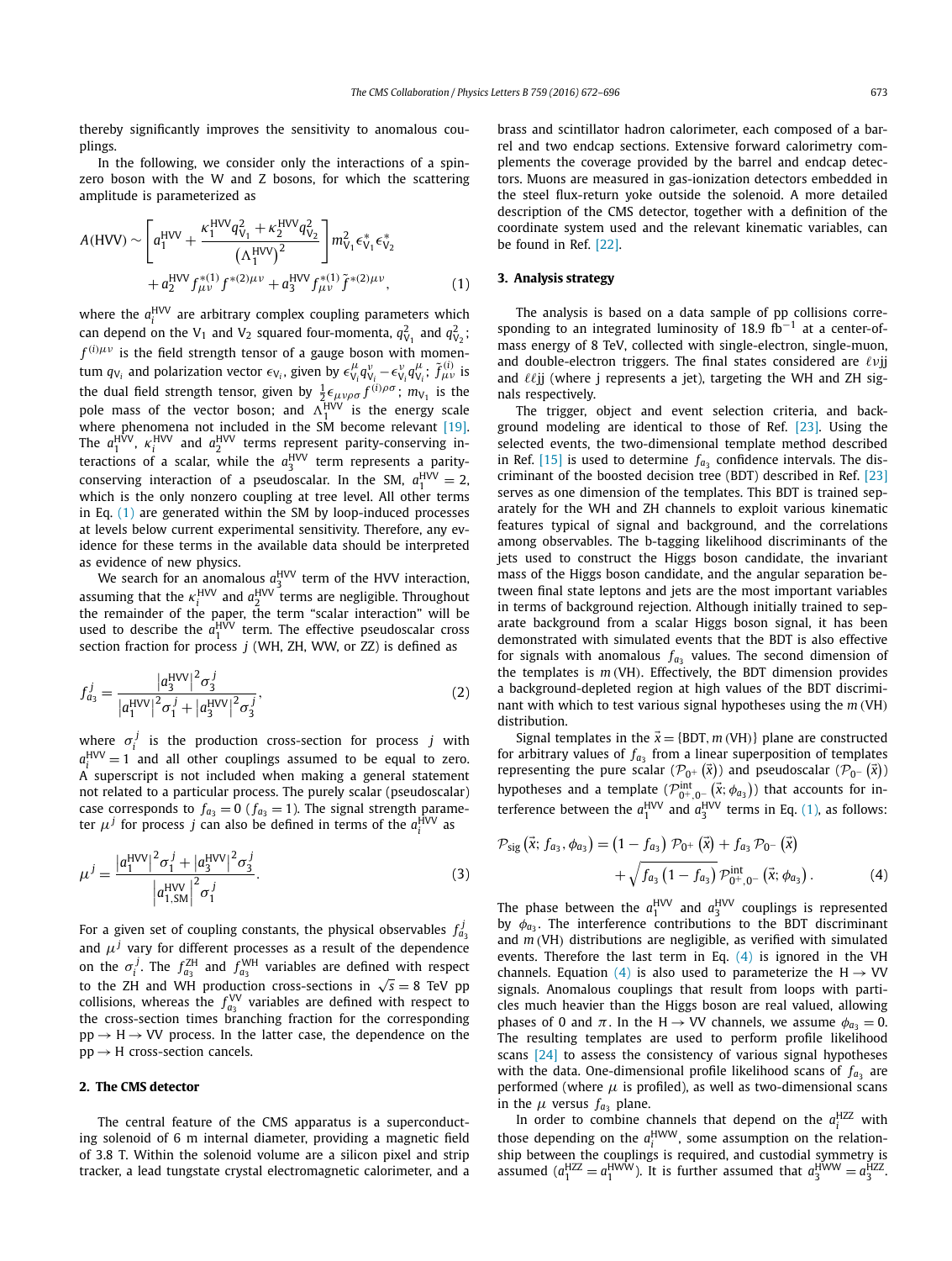thereby significantly improves the sensitivity to anomalous couplings.

In the following, we consider only the interactions of a spin-zero boson with the W and Z bosons, for which the scattering amplitude is parameterized as

$$A(\mathrm{HVV}) \sim \left[ a_1^{\mathrm{HVV}} + \frac{\kappa_1^{\mathrm{HVV}} q_{\mathrm{V}_1}^2 + \kappa_2^{\mathrm{HVV}} q_{\mathrm{V}_2}^2}{\left(\Lambda_1^{\mathrm{HVV}}\right)^2} \right] m_{\mathrm{V}_1}^2 \epsilon_{\mathrm{V}_1}^* \epsilon_{\mathrm{V}_2}^* + a_2^{\mathrm{HVV}} f_{\mu\nu}^{*(1)} f^{*(2)\mu\nu} + a_3^{\mathrm{HVV}} f_{\mu\nu}^{*(1)} \tilde{f}^{*(2)\mu\nu}, \tag{1}$$

where the $a_i^{\mathrm{HVV}}$ are arbitrary complex coupling parameters which can depend on the $\mathrm{V}_1$ and $\mathrm{V}_2$ squared four-momenta, $q_{\mathrm{V}_1}^2$ and $q_{\mathrm{V}_2}^2$; $f^{(i)\mu\nu}$ is the field strength tensor of a gauge boson with momentum $q_{\mathrm{V}_i}$ and polarization vector $\epsilon_{\mathrm{V}_i}$, given by $\epsilon_{\mathrm{V}_i}^{\mu} q_{\mathrm{V}_i}^{\nu} - \epsilon_{\mathrm{V}_i}^{\nu} q_{\mathrm{V}_i}^{\mu}$; $\tilde{f}_{\mu\nu}^{(i)}$ is the dual field strength tensor, given by $\frac{1}{2}\epsilon_{\mu\nu\rho\sigma} f^{(i)\rho\sigma}$; $m_{\mathrm{V}_1}$ is the pole mass of the vector boson; and $\Lambda_1^{\mathrm{HVV}}$ is the energy scale where phenomena not included in the SM become relevant [19]. The $a_1^{\mathrm{HVV}}$, $\kappa_i^{\mathrm{HVV}}$ and $a_2^{\mathrm{HVV}}$ terms represent parity-conserving interactions of a scalar, while the $a_3^{\mathrm{HVV}}$ term represents a parity-conserving interaction of a pseudoscalar. In the SM, $a_1^{\mathrm{HVV}} = 2$, which is the only nonzero coupling at tree level. All other terms in Eq. (1) are generated within the SM by loop-induced processes at levels below current experimental sensitivity. Therefore, any evidence for these terms in the available data should be interpreted as evidence of new physics.

We search for an anomalous $a_3^{\mathrm{HVV}}$ term of the HVV interaction, assuming that the $\kappa_i^{\mathrm{HVV}}$ and $a_2^{\mathrm{HVV}}$ terms are negligible. Throughout the remainder of the paper, the term "scalar interaction" will be used to describe the $a_1^{\mathrm{HVV}}$ term. The effective pseudoscalar cross section fraction for process $j$ (WH, ZH, WW, or ZZ) is defined as

$$f_{a_3}^{j} = \frac{\left|a_3^{\mathrm{HVV}}\right|^2 \sigma_3^j}{\left|a_1^{\mathrm{HVV}}\right|^2 \sigma_1^j + \left|a_3^{\mathrm{HVV}}\right|^2 \sigma_3^j}, \tag{2}$$

where $\sigma_i^j$ is the production cross-section for process $j$ with $a_i^{\mathrm{HVV}} = 1$ and all other couplings assumed to be equal to zero. A superscript is not included when making a general statement not related to a particular process. The purely scalar (pseudoscalar) case corresponds to $f_{a_3} = 0$ ($f_{a_3} = 1$). The signal strength parameter $\mu^j$ for process $j$ can also be defined in terms of the $a_i^{\mathrm{HVV}}$ as

$$\mu^j = \frac{\left|a_1^{\mathrm{HVV}}\right|^2 \sigma_1^j + \left|a_3^{\mathrm{HVV}}\right|^2 \sigma_3^j}{\left|a_{1,\mathrm{SM}}^{\mathrm{HVV}}\right|^2 \sigma_1^j}. \tag{3}$$

For a given set of coupling constants, the physical observables $f_{a_3}^j$ and $\mu^j$ vary for different processes as a result of the dependence on the $\sigma_i^j$. The $f_{a_3}^{\mathrm{ZH}}$ and $f_{a_3}^{\mathrm{WH}}$ variables are defined with respect to the ZH and WH production cross-sections in $\sqrt{s} = 8$ TeV pp collisions, whereas the $f_{a_3}^{\mathrm{VV}}$ variables are defined with respect to the cross-section times branching fraction for the corresponding $\mathrm{pp} \to \mathrm{H} \to \mathrm{VV}$ process. In the latter case, the dependence on the $\mathrm{pp} \to \mathrm{H}$ cross-section cancels.

## 2. The CMS detector

The central feature of the CMS apparatus is a superconducting solenoid of 6 m internal diameter, providing a magnetic field of 3.8 T. Within the solenoid volume are a silicon pixel and strip tracker, a lead tungstate crystal electromagnetic calorimeter, and a brass and scintillator hadron calorimeter, each composed of a barrel and two endcap sections. Extensive forward calorimetry complements the coverage provided by the barrel and endcap detectors. Muons are measured in gas-ionization detectors embedded in the steel flux-return yoke outside the solenoid. A more detailed description of the CMS detector, together with a definition of the coordinate system used and the relevant kinematic variables, can be found in Ref. [22].

## 3. Analysis strategy

The analysis is based on a data sample of pp collisions corresponding to an integrated luminosity of 18.9 $\mathrm{fb}^{-1}$ at a center-of-mass energy of 8 TeV, collected with single-electron, single-muon, and double-electron triggers. The final states considered are $\ell\nu$jj and $\ell\ell$jj (where j represents a jet), targeting the WH and ZH signals respectively.

The trigger, object and event selection criteria, and background modeling are identical to those of Ref. [23]. Using the selected events, the two-dimensional template method described in Ref. [15] is used to determine $f_{a_3}$ confidence intervals. The discriminant of the boosted decision tree (BDT) described in Ref. [23] serves as one dimension of the templates. This BDT is trained separately for the WH and ZH channels to exploit various kinematic features typical of signal and background, and the correlations among observables. The b-tagging likelihood discriminants of the jets used to construct the Higgs boson candidate, the invariant mass of the Higgs boson candidate, and the angular separation between final state leptons and jets are the most important variables in terms of background rejection. Although initially trained to separate background from a scalar Higgs boson signal, it has been demonstrated with simulated events that the BDT is also effective for signals with anomalous $f_{a_3}$ values. The second dimension of the templates is $m(\mathrm{VH})$. Effectively, the BDT dimension provides a background-depleted region at high values of the BDT discriminant with which to test various signal hypotheses using the $m(\mathrm{VH})$ distribution.

Signal templates in the $\vec{x} = \{\mathrm{BDT}, m(\mathrm{VH})\}$ plane are constructed for arbitrary values of $f_{a_3}$ from a linear superposition of templates representing the pure scalar ($\mathcal{P}_{0^+}(\vec{x})$) and pseudoscalar ($\mathcal{P}_{0^-}(\vec{x})$) hypotheses and a template ($\mathcal{P}_{0^+,0^-}^{\mathrm{int}}(\vec{x};\phi_{a_3})$) that accounts for interference between the $a_1^{\mathrm{HVV}}$ and $a_3^{\mathrm{HVV}}$ terms in Eq. (1), as follows:

$$\mathcal{P}_{\mathrm{sig}}(\vec{x}; f_{a_3}, \phi_{a_3}) = \left(1 - f_{a_3}\right) \mathcal{P}_{0^+}(\vec{x}) + f_{a_3} \mathcal{P}_{0^-}(\vec{x}) + \sqrt{f_{a_3}\left(1 - f_{a_3}\right)}\, \mathcal{P}_{0^+,0^-}^{\mathrm{int}}(\vec{x}; \phi_{a_3}). \tag{4}$$

The phase between the $a_1^{\mathrm{HVV}}$ and $a_3^{\mathrm{HVV}}$ couplings is represented by $\phi_{a_3}$. The interference contributions to the BDT discriminant and $m(\mathrm{VH})$ distributions are negligible, as verified with simulated events. Therefore the last term in Eq. (4) is ignored in the VH channels. Equation (4) is also used to parameterize the $\mathrm{H} \to \mathrm{VV}$ signals. Anomalous couplings that result from loops with particles much heavier than the Higgs boson are real valued, allowing phases of 0 and $\pi$. In the $\mathrm{H} \to \mathrm{VV}$ channels, we assume $\phi_{a_3} = 0$. The resulting templates are used to perform profile likelihood scans [24] to assess the consistency of various signal hypotheses with the data. One-dimensional profile likelihood scans of $f_{a_3}$ are performed (where $\mu$ is profiled), as well as two-dimensional scans in the $\mu$ versus $f_{a_3}$ plane.

In order to combine channels that depend on the $a_i^{\mathrm{HZZ}}$ with those depending on the $a_i^{\mathrm{HWW}}$, some assumption on the relationship between the couplings is required, and custodial symmetry is assumed ($a_1^{\mathrm{HZZ}} = a_1^{\mathrm{HWW}}$). It is further assumed that $a_3^{\mathrm{HWW}} = a_3^{\mathrm{HZZ}}$.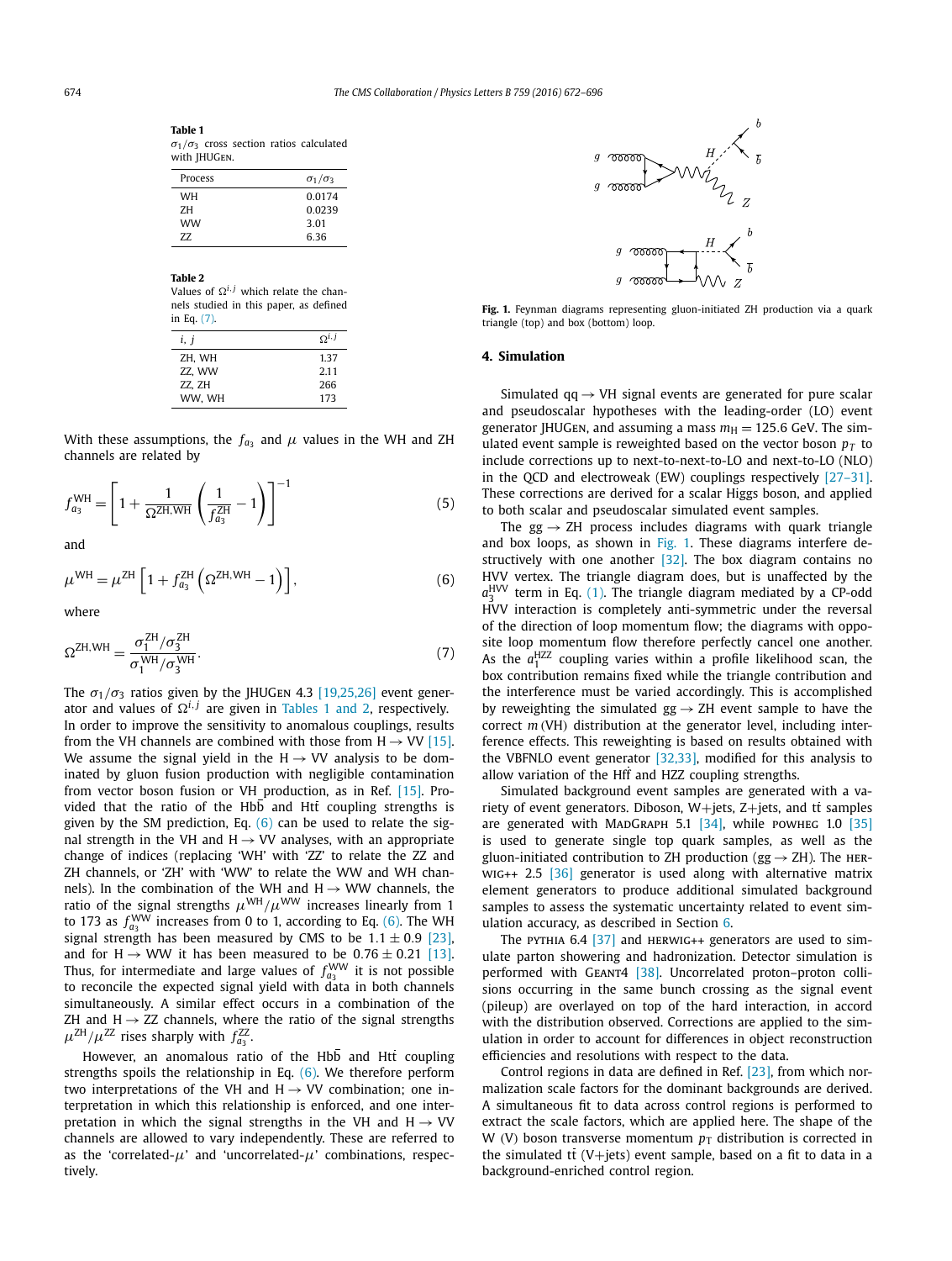**Table 1**
$\sigma_1/\sigma_3$ cross section ratios calculated with JHUGen.

| Process | $\sigma_1/\sigma_3$ |
|---|---|
| WH | 0.0174 |
| ZH | 0.0239 |
| WW | 3.01 |
| ZZ | 6.36 |

**Table 2**
Values of $\Omega^{i,j}$ which relate the channels studied in this paper, as defined in Eq. (7).

| i, j | $\Omega^{i,j}$ |
|---|---|
| ZH, WH | 1.37 |
| ZZ, WW | 2.11 |
| ZZ, ZH | 266 |
| WW, WH | 173 |

With these assumptions, the $f_{a_3}$ and $\mu$ values in the WH and ZH channels are related by

$$f_{a_3}^{\mathrm{WH}} = \left[1 + \frac{1}{\Omega^{\mathrm{ZH,WH}}}\left(\frac{1}{f_{a_3}^{\mathrm{ZH}}} - 1\right)\right]^{-1} \tag{5}$$

and

$$\mu^{\mathrm{WH}} = \mu^{\mathrm{ZH}}\left[1 + f_{a_3}^{\mathrm{ZH}}\left(\Omega^{\mathrm{ZH,WH}} - 1\right)\right], \tag{6}$$

where

$$\Omega^{\mathrm{ZH,WH}} = \frac{\sigma_1^{\mathrm{ZH}}/\sigma_3^{\mathrm{ZH}}}{\sigma_1^{\mathrm{WH}}/\sigma_3^{\mathrm{WH}}}. \tag{7}$$

The $\sigma_1/\sigma_3$ ratios given by the JHUGen 4.3 [19,25,26] event generator and values of $\Omega^{i,j}$ are given in Tables 1 and 2, respectively. In order to improve the sensitivity to anomalous couplings, results from the VH channels are combined with those from $\mathrm{H} \to \mathrm{VV}$ [15]. We assume the signal yield in the $\mathrm{H} \to \mathrm{VV}$ analysis to be dominated by gluon fusion production with negligible contamination from vector boson fusion or VH production, as in Ref. [15]. Provided that the ratio of the $\mathrm{Hb\bar{b}}$ and $\mathrm{Ht\bar{t}}$ coupling strengths is given by the SM prediction, Eq. (6) can be used to relate the signal strength in the VH and $\mathrm{H} \to \mathrm{VV}$ analyses, with an appropriate change of indices (replacing 'WH' with 'ZZ' to relate the ZZ and ZH channels, or 'ZH' with 'WW' to relate the WW and WH channels). In the combination of the WH and $\mathrm{H} \to \mathrm{WW}$ channels, the ratio of the signal strengths $\mu^{\mathrm{WH}}/\mu^{\mathrm{WW}}$ increases linearly from 1 to 173 as $f_{a_3}^{\mathrm{WW}}$ increases from 0 to 1, according to Eq. (6). The WH signal strength has been measured by CMS to be $1.1 \pm 0.9$ [23], and for $\mathrm{H} \to \mathrm{WW}$ it has been measured to be $0.76 \pm 0.21$ [13]. Thus, for intermediate and large values of $f_{a_3}^{\mathrm{WW}}$ it is not possible to reconcile the expected signal yield with data in both channels simultaneously. A similar effect occurs in a combination of the ZH and $\mathrm{H} \to \mathrm{ZZ}$ channels, where the ratio of the signal strengths $\mu^{\mathrm{ZH}}/\mu^{\mathrm{ZZ}}$ rises sharply with $f_{a_3}^{\mathrm{ZZ}}$.

However, an anomalous ratio of the $\mathrm{Hb\bar{b}}$ and $\mathrm{Ht\bar{t}}$ coupling strengths spoils the relationship in Eq. (6). We therefore perform two interpretations of the VH and $\mathrm{H} \to \mathrm{VV}$ combination; one interpretation in which this relationship is enforced, and one interpretation in which the signal strengths in the VH and $\mathrm{H} \to \mathrm{VV}$ channels are allowed to vary independently. These are referred to as the 'correlated-$\mu$' and 'uncorrelated-$\mu$' combinations, respectively.

**Fig. 1.** Feynman diagrams representing gluon-initiated ZH production via a quark triangle (top) and box (bottom) loop.

## 4. Simulation

Simulated $\mathrm{qq} \to \mathrm{VH}$ signal events are generated for pure scalar and pseudoscalar hypotheses with the leading-order (LO) event generator JHUGen, and assuming a mass $m_{\mathrm{H}} = 125.6$ GeV. The simulated event sample is reweighted based on the vector boson $p_T$ to include corrections up to next-to-next-to-LO and next-to-LO (NLO) in the QCD and electroweak (EW) couplings respectively [27–31]. These corrections are derived for a scalar Higgs boson, and applied to both scalar and pseudoscalar simulated event samples.

The $\mathrm{gg} \to \mathrm{ZH}$ process includes diagrams with quark triangle and box loops, as shown in Fig. 1. These diagrams interfere destructively with one another [32]. The box diagram contains no HVV vertex. The triangle diagram does, but is unaffected by the $a_3^{\mathrm{HVV}}$ term in Eq. (1). The triangle diagram mediated by a CP-odd HVV interaction is completely anti-symmetric under the reversal of the direction of loop momentum flow; the diagrams with opposite loop momentum flow therefore perfectly cancel one another. As the $a_1^{\mathrm{HZZ}}$ coupling varies within a profile likelihood scan, the box contribution remains fixed while the triangle contribution and the interference must be varied accordingly. This is accomplished by reweighting the simulated $\mathrm{gg} \to \mathrm{ZH}$ event sample to have the correct $m(\mathrm{VH})$ distribution at the generator level, including interference effects. This reweighting is based on results obtained with the VBFNLO event generator [32,33], modified for this analysis to allow variation of the $\mathrm{Hf\bar{f}}$ and HZZ coupling strengths.

Simulated background event samples are generated with a variety of event generators. Diboson, W+jets, Z+jets, and $\mathrm{t\bar{t}}$ samples are generated with MadGraph 5.1 [34], while powheg 1.0 [35] is used to generate single top quark samples, as well as the gluon-initiated contribution to ZH production ($\mathrm{gg} \to \mathrm{ZH}$). The herwig++ 2.5 [36] generator is used along with alternative matrix element generators to produce additional simulated background samples to assess the systematic uncertainty related to event simulation accuracy, as described in Section 6.

The pythia 6.4 [37] and herwig++ generators are used to simulate parton showering and hadronization. Detector simulation is performed with Geant4 [38]. Uncorrelated proton–proton collisions occurring in the same bunch crossing as the signal event (pileup) are overlayed on top of the hard interaction, in accord with the distribution observed. Corrections are applied to the simulation in order to account for differences in object reconstruction efficiencies and resolutions with respect to the data.

Control regions in data are defined in Ref. [23], from which normalization scale factors for the dominant backgrounds are derived. A simultaneous fit to data across control regions is performed to extract the scale factors, which are applied here. The shape of the W (V) boson transverse momentum $p_T$ distribution is corrected in the simulated $\mathrm{t\bar{t}}$ (V+jets) event sample, based on a fit to data in a background-enriched control region.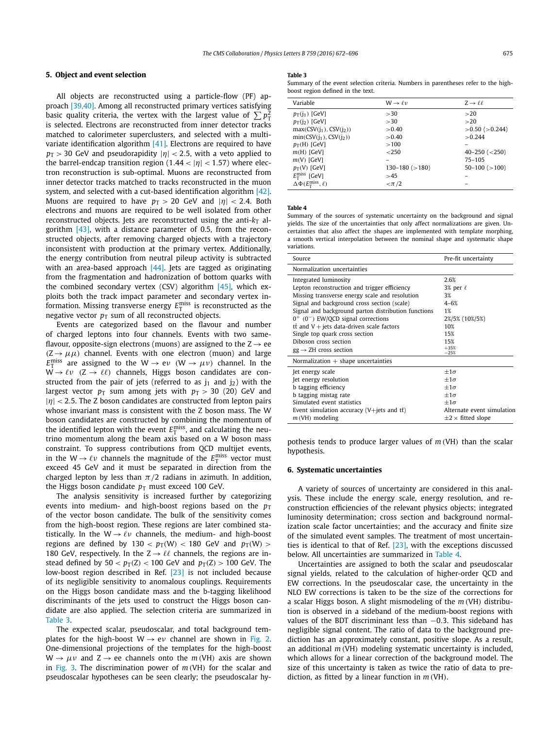## 5. Object and event selection

All objects are reconstructed using a particle-flow (PF) approach [39,40]. Among all reconstructed primary vertices satisfying basic quality criteria, the vertex with the largest value of $\sum p_T^2$ is selected. Electrons are reconstructed from inner detector tracks matched to calorimeter superclusters, and selected with a multivariate identification algorithm [41]. Electrons are required to have $p_T > 30$ GeV and pseudorapidity $|\eta| < 2.5$, with a veto applied to the barrel-endcap transition region ($1.44 < |\eta| < 1.57$) where electron reconstruction is sub-optimal. Muons are reconstructed from inner detector tracks matched to tracks reconstructed in the muon system, and selected with a cut-based identification algorithm [42]. Muons are required to have $p_T > 20$ GeV and $|\eta| < 2.4$. Both electrons and muons are required to be well isolated from other reconstructed objects. Jets are reconstructed using the anti-$k_T$ algorithm [43], with a distance parameter of 0.5, from the reconstructed objects, after removing charged objects with a trajectory inconsistent with production at the primary vertex. Additionally, the energy contribution from neutral pileup activity is subtracted with an area-based approach [44]. Jets are tagged as originating from the fragmentation and hadronization of bottom quarks with the combined secondary vertex (CSV) algorithm [45], which exploits both the track impact parameter and secondary vertex information. Missing transverse energy $E_T^{miss}$ is reconstructed as the negative vector $p_T$ sum of all reconstructed objects.

Events are categorized based on the flavour and number of charged leptons into four channels. Events with two same-flavour, opposite-sign electrons (muons) are assigned to the $Z \to ee$ ($Z \to \mu\mu$) channel. Events with one electron (muon) and large $E_T^{miss}$ are assigned to the $W \to e\nu$ ($W \to \mu\nu$) channel. In the $W \to \ell\nu$ ($Z \to \ell\ell$) channels, Higgs boson candidates are constructed from the pair of jets (referred to as $j_1$ and $j_2$) with the largest vector $p_T$ sum among jets with $p_T > 30$ (20) GeV and $|\eta| < 2.5$. The Z boson candidates are constructed from lepton pairs whose invariant mass is consistent with the Z boson mass. The W boson candidates are constructed by combining the momentum of the identified lepton with the event $E_T^{miss}$, and calculating the neutrino momentum along the beam axis based on a W boson mass constraint. To suppress contributions from QCD multijet events, in the $W \to \ell\nu$ channels the magnitude of the $E_T^{miss}$ vector must exceed 45 GeV and it must be separated in direction from the charged lepton by less than $\pi/2$ radians in azimuth. In addition, the Higgs boson candidate $p_T$ must exceed 100 GeV.

The analysis sensitivity is increased further by categorizing events into medium- and high-boost regions based on the $p_T$ of the vector boson candidate. The bulk of the sensitivity comes from the high-boost region. These regions are later combined statistically. In the $W \to \ell\nu$ channels, the medium- and high-boost regions are defined by $130 < p_T(W) < 180$ GeV and $p_T(W) > 180$ GeV, respectively. In the $Z \to \ell\ell$ channels, the regions are instead defined by $50 < p_T(Z) < 100$ GeV and $p_T(Z) > 100$ GeV. The low-boost region described in Ref. [23] is not included because of its negligible sensitivity to anomalous couplings. Requirements on the Higgs boson candidate mass and the b-tagging likelihood discriminants of the jets used to construct the Higgs boson candidate are also applied. The selection criteria are summarized in Table 3.

The expected scalar, pseudoscalar, and total background templates for the high-boost $W \to e\nu$ channel are shown in Fig. 2. One-dimensional projections of the templates for the high-boost $W \to \mu\nu$ and $Z \to ee$ channels onto the $m(\mathrm{VH})$ axis are shown in Fig. 3. The discrimination power of $m(\mathrm{VH})$ for the scalar and pseudoscalar hypotheses can be seen clearly; the pseudoscalar hypothesis tends to produce larger values of $m(\mathrm{VH})$ than the scalar hypothesis.

**Table 3**
Summary of the event selection criteria. Numbers in parentheses refer to the high-boost region defined in the text.

| Variable | $W \to \ell\nu$ | $Z \to \ell\ell$ |
|---|---|---|
| $p_T(j_1)$ [GeV] | >30 | >20 |
| $p_T(j_2)$ [GeV] | >30 | >20 |
| max(CSV($j_1$), CSV($j_2$)) | >0.40 | >0.50 (>0.244) |
| min(CSV($j_1$), CSV($j_2$)) | >0.40 | >0.244 |
| $p_T(H)$ [GeV] | >100 | – |
| $m(H)$ [GeV] | <250 | 40–250 (<250) |
| $m(V)$ [GeV] | – | 75–105 |
| $p_T(V)$ [GeV] | 130–180 (>180) | 50–100 (>100) |
| $E_T^{miss}$ [GeV] | >45 | – |
| $\Delta\Phi(E_T^{miss}, \ell)$ | $<\pi/2$ | – |

**Table 4**
Summary of the sources of systematic uncertainty on the background and signal yields. The size of the uncertainties that only affect normalizations are given. Uncertainties that also affect the shapes are implemented with template morphing, a smooth vertical interpolation between the nominal shape and systematic shape variations.

| Source | Pre-fit uncertainty |
|---|---|
| *Normalization uncertainties* | |
| Integrated luminosity | 2.6% |
| Lepton reconstruction and trigger efficiency | 3% per $\ell$ |
| Missing transverse energy scale and resolution | 3% |
| Signal and background cross section (scale) | 4–6% |
| Signal and background parton distribution functions | 1% |
| $0^+$ ($0^-$) EW/QCD signal corrections | 2%/5% (10%/5%) |
| $t\bar{t}$ and V + jets data-driven scale factors | 10% |
| Single top quark cross section | 15% |
| Diboson cross section | 15% |
| $gg \to ZH$ cross section | $^{+35\%}_{-25\%}$ |
| *Normalization + shape uncertainties* | |
| Jet energy scale | $\pm 1\sigma$ |
| Jet energy resolution | $\pm 1\sigma$ |
| b tagging efficiency | $\pm 1\sigma$ |
| b tagging mistag rate | $\pm 1\sigma$ |
| Simulated event statistics | $\pm 1\sigma$ |
| Event simulation accuracy (V+jets and $t\bar{t}$) | Alternate event simulation |
| $m(\mathrm{VH})$ modeling | $\pm 2 \times$ fitted slope |

## 6. Systematic uncertainties

A variety of sources of uncertainty are considered in this analysis. These include the energy scale, energy resolution, and reconstruction efficiencies of the relevant physics objects; integrated luminosity determination; cross section and background normalization scale factor uncertainties; and the accuracy and finite size of the simulated event samples. The treatment of most uncertainties is identical to that of Ref. [23], with the exceptions discussed below. All uncertainties are summarized in Table 4.

Uncertainties are assigned to both the scalar and pseudoscalar signal yields, related to the calculation of higher-order QCD and EW corrections. In the pseudoscalar case, the uncertainty in the NLO EW corrections is taken to be the size of the corrections for a scalar Higgs boson. A slight mismodeling of the $m(\mathrm{VH})$ distribution is observed in a sideband of the medium-boost regions with values of the BDT discriminant less than $-0.3$. This sideband has negligible signal content. The ratio of data to the background prediction has an approximately constant, positive slope. As a result, an additional $m(\mathrm{VH})$ modeling systematic uncertainty is included, which allows for a linear correction of the background model. The size of this uncertainty is taken as twice the ratio of data to prediction, as fitted by a linear function in $m(\mathrm{VH})$.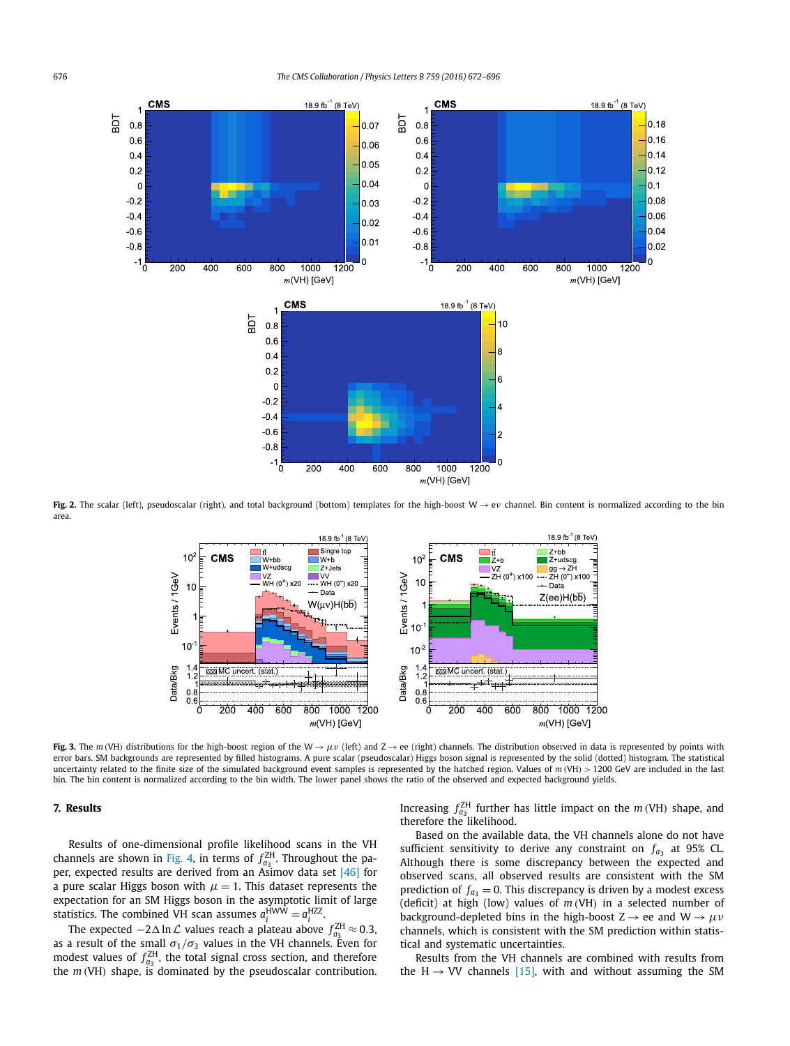**Fig. 2.** The scalar (left), pseudoscalar (right), and total background (bottom) templates for the high-boost $W \to e\nu$ channel. Bin content is normalized according to the bin area.

**Fig. 3.** The $m(\mathrm{VH})$ distributions for the high-boost region of the $W \to \mu\nu$ (left) and $Z \to ee$ (right) channels. The distribution observed in data is represented by points with error bars. SM backgrounds are represented by filled histograms. A pure scalar (pseudoscalar) Higgs boson signal is represented by the solid (dotted) histogram. The statistical uncertainty related to the finite size of the simulated background event samples is represented by the hatched region. Values of $m(\mathrm{VH}) > 1200$ GeV are included in the last bin. The bin content is normalized according to the bin width. The lower panel shows the ratio of the observed and expected background yields.

## 7. Results

Results of one-dimensional profile likelihood scans in the VH channels are shown in Fig. 4, in terms of $f_{a_3}^{\mathrm{ZH}}$. Throughout the paper, expected results are derived from an Asimov data set [46] for a pure scalar Higgs boson with $\mu = 1$. This dataset represents the expectation for an SM Higgs boson in the asymptotic limit of large statistics. The combined VH scan assumes $a_i^{\mathrm{HWW}} = a_i^{\mathrm{HZZ}}$.

The expected $-2\Delta \ln \mathcal{L}$ values reach a plateau above $f_{a_3}^{\mathrm{ZH}} \approx 0.3$, as a result of the small $\sigma_1/\sigma_3$ values in the VH channels. Even for modest values of $f_{a_3}^{\mathrm{ZH}}$, the total signal cross section, and therefore the $m(\mathrm{VH})$ shape, is dominated by the pseudoscalar contribution. Increasing $f_{a_3}^{\mathrm{ZH}}$ further has little impact on the $m(\mathrm{VH})$ shape, and therefore the likelihood.

Based on the available data, the VH channels alone do not have sufficient sensitivity to derive any constraint on $f_{a_3}$ at 95% CL. Although there is some discrepancy between the expected and observed scans, all observed results are consistent with the SM prediction of $f_{a_3} = 0$. This discrepancy is driven by a modest excess (deficit) at high (low) values of $m(\mathrm{VH})$ in a selected number of background-depleted bins in the high-boost $Z \to ee$ and $W \to \mu\nu$ channels, which is consistent with the SM prediction within statistical and systematic uncertainties.

Results from the VH channels are combined with results from the $H \to VV$ channels [15], with and without assuming the SM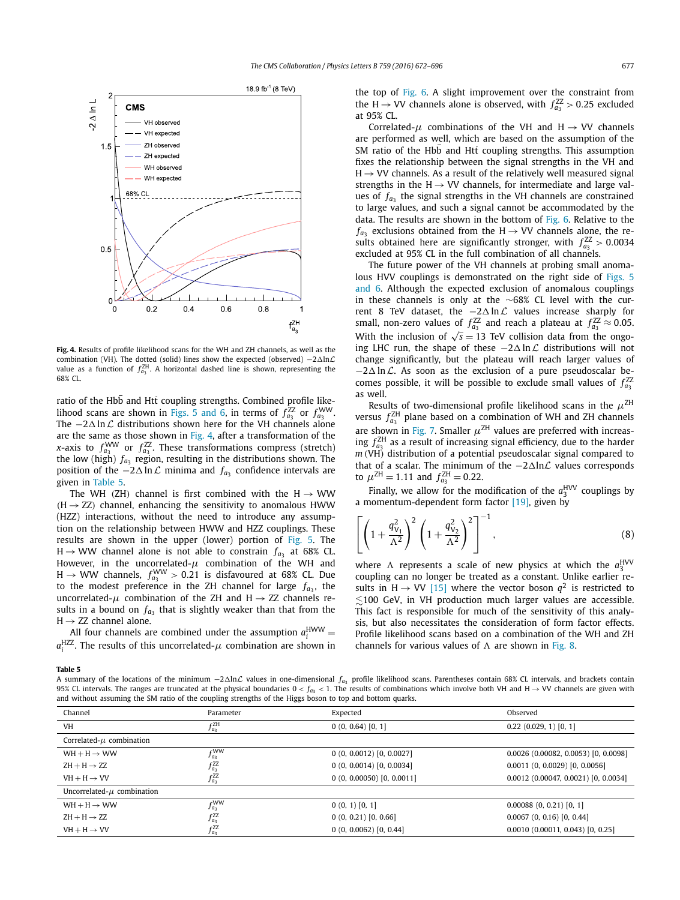Fig. 4. Results of profile likelihood scans for the WH and ZH channels, as well as the combination (VH). The dotted (solid) lines show the expected (observed) $-2\Delta\ln\mathcal{L}$ value as a function of $f_{a_3}^{ZH}$. A horizontal dashed line is shown, representing the 68% CL.

ratio of the $\mathrm{Hb\bar{b}}$ and $\mathrm{Ht\bar{t}}$ coupling strengths. Combined profile likelihood scans are shown in Figs. 5 and 6, in terms of $f_{a_3}^{ZZ}$ or $f_{a_3}^{WW}$. The $-2\Delta\ln\mathcal{L}$ distributions shown here for the VH channels alone are the same as those shown in Fig. 4, after a transformation of the $x$-axis to $f_{a_3}^{WW}$ or $f_{a_3}^{ZZ}$. These transformations compress (stretch) the low (high) $f_{a_3}$ region, resulting in the distributions shown. The position of the $-2\Delta\ln\mathcal{L}$ minima and $f_{a_3}$ confidence intervals are given in Table 5.

The WH (ZH) channel is first combined with the $\mathrm{H}\to\mathrm{WW}$ ($\mathrm{H}\to\mathrm{ZZ}$) channel, enhancing the sensitivity to anomalous HWW (HZZ) interactions, without the need to introduce any assumption on the relationship between HWW and HZZ couplings. These results are shown in the upper (lower) portion of Fig. 5. The $\mathrm{H}\to\mathrm{WW}$ channel alone is not able to constrain $f_{a_3}$ at 68% CL. However, in the uncorrelated-$\mu$ combination of the WH and $\mathrm{H}\to\mathrm{WW}$ channels, $f_{a_3}^{WW} > 0.21$ is disfavoured at 68% CL. Due to the modest preference in the ZH channel for large $f_{a_3}$, the uncorrelated-$\mu$ combination of the ZH and $\mathrm{H}\to\mathrm{ZZ}$ channels results in a bound on $f_{a_3}$ that is slightly weaker than that from the $\mathrm{H}\to\mathrm{ZZ}$ channel alone.

All four channels are combined under the assumption $a_i^{\mathrm{HWW}} = a_i^{\mathrm{HZZ}}$. The results of this uncorrelated-$\mu$ combination are shown in the top of Fig. 6. A slight improvement over the constraint from the $\mathrm{H}\to\mathrm{VV}$ channels alone is observed, with $f_{a_3}^{ZZ} > 0.25$ excluded at 95% CL.

Correlated-$\mu$ combinations of the VH and $\mathrm{H}\to\mathrm{VV}$ channels are performed as well, which are based on the assumption of the SM ratio of the $\mathrm{Hb\bar{b}}$ and $\mathrm{Ht\bar{t}}$ coupling strengths. This assumption fixes the relationship between the signal strengths in the VH and $\mathrm{H}\to\mathrm{VV}$ channels. As a result of the relatively well measured signal strengths in the $\mathrm{H}\to\mathrm{VV}$ channels, for intermediate and large values of $f_{a_3}$ the signal strengths in the VH channels are constrained to large values, and such a signal cannot be accommodated by the data. The results are shown in the bottom of Fig. 6. Relative to the $f_{a_3}$ exclusions obtained from the $\mathrm{H}\to\mathrm{VV}$ channels alone, the results obtained here are significantly stronger, with $f_{a_3}^{ZZ} > 0.0034$ excluded at 95% CL in the full combination of all channels.

The future power of the VH channels at probing small anomalous HVV couplings is demonstrated on the right side of Figs. 5 and 6. Although the expected exclusion of anomalous couplings in these channels is only at the $\sim$68% CL level with the current 8 TeV dataset, the $-2\Delta\ln\mathcal{L}$ values increase sharply for small, non-zero values of $f_{a_3}^{ZZ}$ and reach a plateau at $f_{a_3}^{ZZ} \approx 0.05$. With the inclusion of $\sqrt{s} = 13$ TeV collision data from the ongoing LHC run, the shape of these $-2\Delta\ln\mathcal{L}$ distributions will not change significantly, but the plateau will reach larger values of $-2\Delta\ln\mathcal{L}$. As soon as the exclusion of a pure pseudoscalar becomes possible, it will be possible to exclude small values of $f_{a_3}^{ZZ}$ as well.

Results of two-dimensional profile likelihood scans in the $\mu^{ZH}$ versus $f_{a_3}^{ZH}$ plane based on a combination of WH and ZH channels are shown in Fig. 7. Smaller $\mu^{ZH}$ values are preferred with increasing $f_{a_3}^{ZH}$ as a result of increasing signal efficiency, due to the harder $m(\mathrm{VH})$ distribution of a potential pseudoscalar signal compared to that of a scalar. The minimum of the $-2\Delta\ln\mathcal{L}$ values corresponds to $\mu^{ZH} = 1.11$ and $f_{a_3}^{ZH} = 0.22$.

Finally, we allow for the modification of the $a_3^{\mathrm{HVV}}$ couplings by a momentum-dependent form factor [19], given by

$$\left[\left(1+\frac{q_{V_1}^2}{\Lambda^2}\right)^2\left(1+\frac{q_{V_2}^2}{\Lambda^2}\right)^2\right]^{-1}, \tag{8}$$

where $\Lambda$ represents a scale of new physics at which the $a_3^{\mathrm{HVV}}$ coupling can no longer be treated as a constant. Unlike earlier results in $\mathrm{H}\to\mathrm{VV}$ [15] where the vector boson $q^2$ is restricted to $\lesssim$100 GeV, in VH production much larger values are accessible. This fact is responsible for much of the sensitivity of this analysis, but also necessitates the consideration of form factor effects. Profile likelihood scans based on a combination of the WH and ZH channels for various values of $\Lambda$ are shown in Fig. 8.

**Table 5**

A summary of the locations of the minimum $-2\Delta\ln\mathcal{L}$ values in one-dimensional $f_{a_3}$ profile likelihood scans. Parentheses contain 68% CL intervals, and brackets contain 95% CL intervals. The ranges are truncated at the physical boundaries $0 < f_{a_3} < 1$. The results of combinations which involve both VH and $\mathrm{H}\to\mathrm{VV}$ channels are given with and without assuming the SM ratio of the coupling strengths of the Higgs boson to top and bottom quarks.

| Channel | Parameter | Expected | Observed |
|---|---|---|---|
| VH | $f_{a_3}^{ZH}$ | 0 (0, 0.64) [0, 1] | 0.22 (0.029, 1) [0, 1] |
| Correlated-$\mu$ combination | | | |
| WH + $\mathrm{H}\to\mathrm{WW}$ | $f_{a_3}^{WW}$ | 0 (0, 0.0012) [0, 0.0027] | 0.0026 (0.00082, 0.0053) [0, 0.0098] |
| ZH + $\mathrm{H}\to\mathrm{ZZ}$ | $f_{a_3}^{ZZ}$ | 0 (0, 0.0014) [0, 0.0034] | 0.0011 (0, 0.0029) [0, 0.0056] |
| VH + $\mathrm{H}\to\mathrm{VV}$ | $f_{a_3}^{ZZ}$ | 0 (0, 0.00050) [0, 0.0011] | 0.0012 (0.00047, 0.0021) [0, 0.0034] |
| Uncorrelated-$\mu$ combination | | | |
| WH + $\mathrm{H}\to\mathrm{WW}$ | $f_{a_3}^{WW}$ | 0 (0, 1) [0, 1] | 0.00088 (0, 0.21) [0, 1] |
| ZH + $\mathrm{H}\to\mathrm{ZZ}$ | $f_{a_3}^{ZZ}$ | 0 (0, 0.21) [0, 0.66] | 0.0067 (0, 0.16) [0, 0.44] |
| VH + $\mathrm{H}\to\mathrm{VV}$ | $f_{a_3}^{ZZ}$ | 0 (0, 0.0062) [0, 0.44] | 0.0010 (0.00011, 0.043) [0, 0.25] |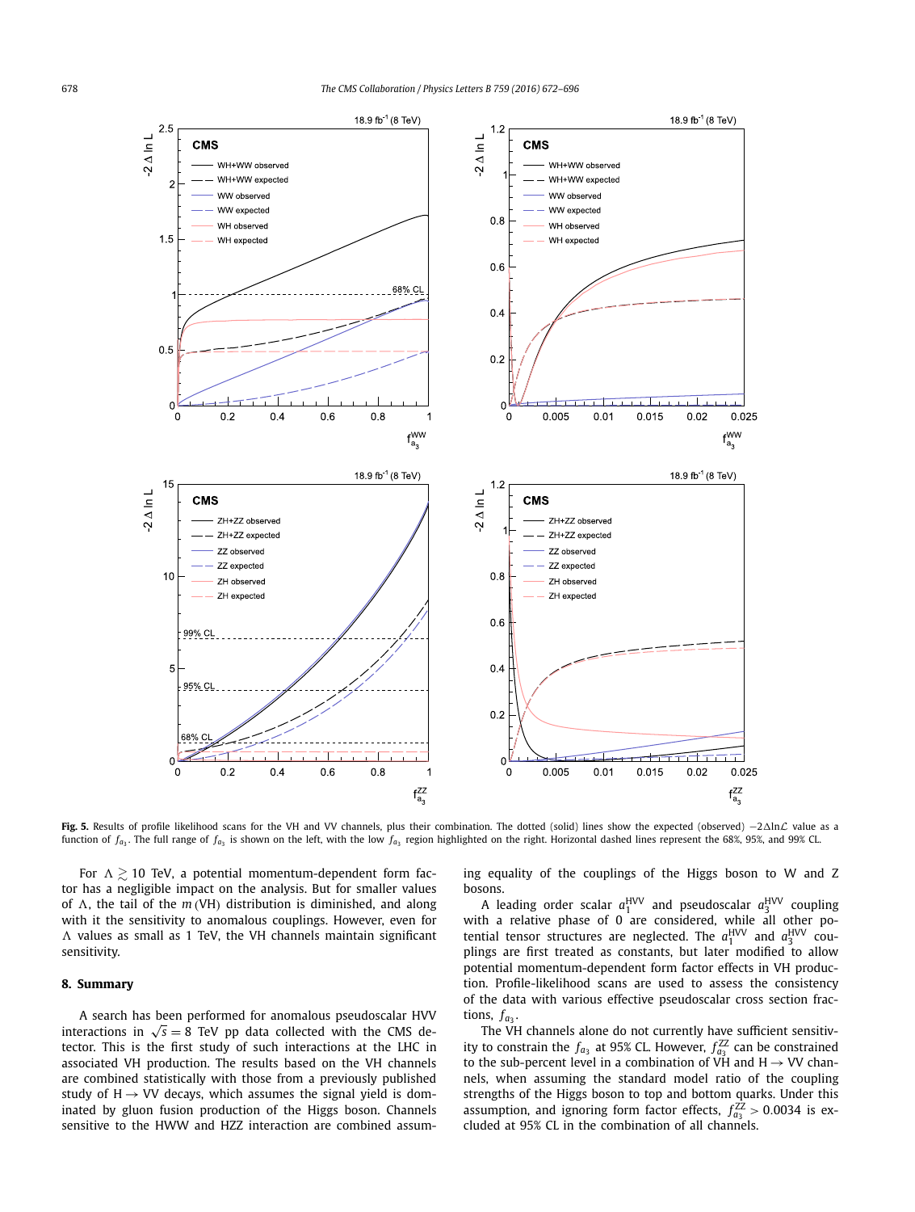**Fig. 5.** Results of profile likelihood scans for the VH and VV channels, plus their combination. The dotted (solid) lines show the expected (observed) $-2\Delta\ln\mathcal{L}$ value as a function of $f_{a_3}$. The full range of $f_{a_3}$ is shown on the left, with the low $f_{a_3}$ region highlighted on the right. Horizontal dashed lines represent the 68%, 95%, and 99% CL.

For $\Lambda \gtrsim 10$ TeV, a potential momentum-dependent form factor has a negligible impact on the analysis. But for smaller values of $\Lambda$, the tail of the $m(\mathrm{VH})$ distribution is diminished, and along with it the sensitivity to anomalous couplings. However, even for $\Lambda$ values as small as 1 TeV, the VH channels maintain significant sensitivity.

## 8. Summary

A search has been performed for anomalous pseudoscalar HVV interactions in $\sqrt{s} = 8$ TeV pp data collected with the CMS detector. This is the first study of such interactions at the LHC in associated VH production. The results based on the VH channels are combined statistically with those from a previously published study of $\mathrm{H} \to \mathrm{VV}$ decays, which assumes the signal yield is dominated by gluon fusion production of the Higgs boson. Channels sensitive to the HWW and HZZ interaction are combined assuming equality of the couplings of the Higgs boson to W and Z bosons.

A leading order scalar $a_1^{\mathrm{HVV}}$ and pseudoscalar $a_3^{\mathrm{HVV}}$ coupling with a relative phase of 0 are considered, while all other potential tensor structures are neglected. The $a_1^{\mathrm{HVV}}$ and $a_3^{\mathrm{HVV}}$ couplings are first treated as constants, but later modified to allow potential momentum-dependent form factor effects in VH production. Profile-likelihood scans are used to assess the consistency of the data with various effective pseudoscalar cross section fractions, $f_{a_3}$.

The VH channels alone do not currently have sufficient sensitivity to constrain the $f_{a_3}$ at 95% CL. However, $f_{a_3}^{\mathrm{ZZ}}$ can be constrained to the sub-percent level in a combination of VH and $\mathrm{H} \to \mathrm{VV}$ channels, when assuming the standard model ratio of the coupling strengths of the Higgs boson to top and bottom quarks. Under this assumption, and ignoring form factor effects, $f_{a_3}^{\mathrm{ZZ}} > 0.0034$ is excluded at 95% CL in the combination of all channels.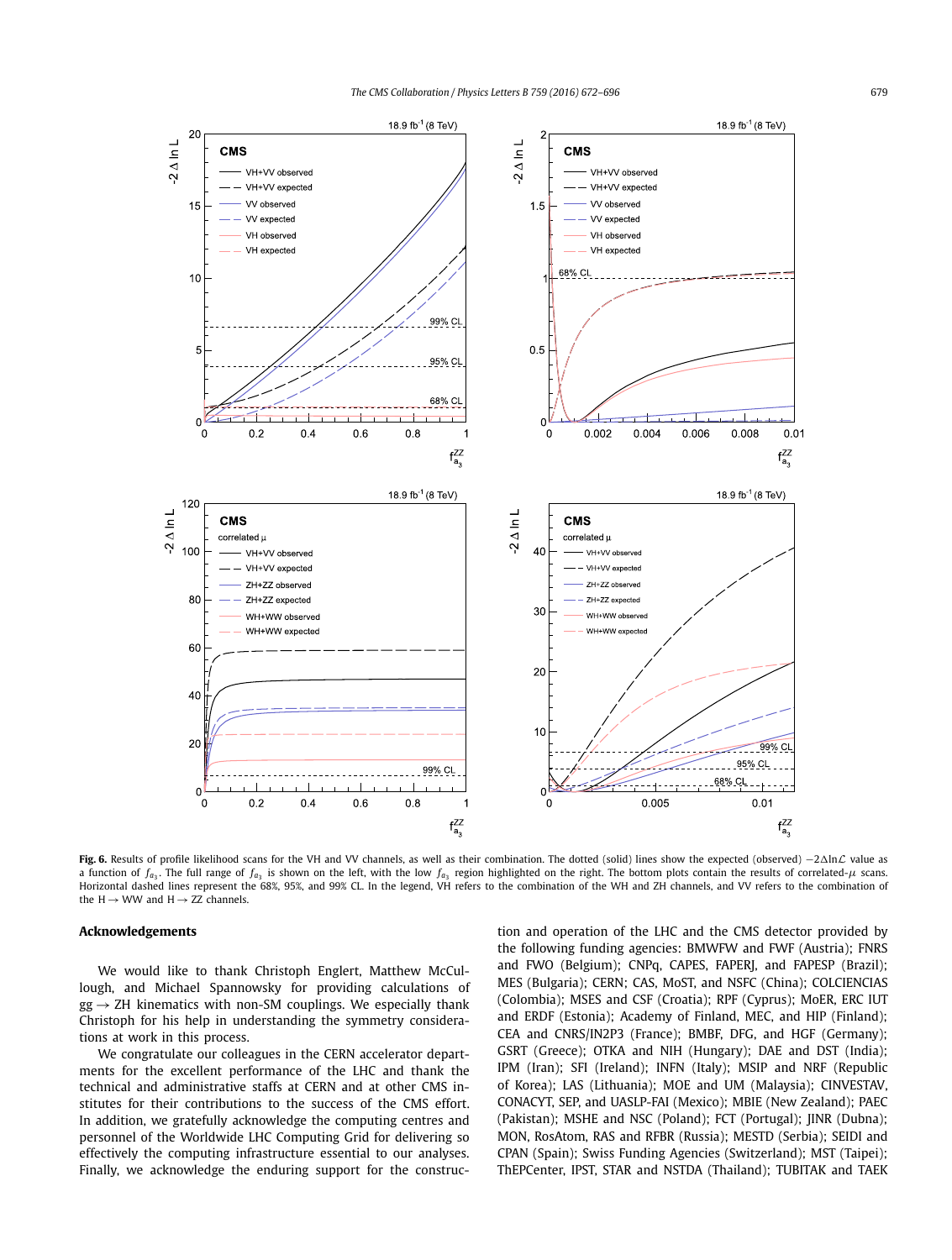**Fig. 6.** Results of profile likelihood scans for the VH and VV channels, as well as their combination. The dotted (solid) lines show the expected (observed) $-2\Delta\ln\mathcal{L}$ value as a function of $f_{a_3}$. The full range of $f_{a_3}$ is shown on the left, with the low $f_{a_3}$ region highlighted on the right. The bottom plots contain the results of correlated-$\mu$ scans. Horizontal dashed lines represent the 68%, 95%, and 99% CL. In the legend, VH refers to the combination of the WH and ZH channels, and VV refers to the combination of the $H \to WW$ and $H \to ZZ$ channels.

## Acknowledgements

We would like to thank Christoph Englert, Matthew McCullough, and Michael Spannowsky for providing calculations of $gg \to ZH$ kinematics with non-SM couplings. We especially thank Christoph for his help in understanding the symmetry considerations at work in this process.

We congratulate our colleagues in the CERN accelerator departments for the excellent performance of the LHC and thank the technical and administrative staffs at CERN and at other CMS institutes for their contributions to the success of the CMS effort. In addition, we gratefully acknowledge the computing centres and personnel of the Worldwide LHC Computing Grid for delivering so effectively the computing infrastructure essential to our analyses. Finally, we acknowledge the enduring support for the construction and operation of the LHC and the CMS detector provided by the following funding agencies: BMWFW and FWF (Austria); FNRS and FWO (Belgium); CNPq, CAPES, FAPERJ, and FAPESP (Brazil); MES (Bulgaria); CERN; CAS, MoST, and NSFC (China); COLCIENCIAS (Colombia); MSES and CSF (Croatia); RPF (Cyprus); MoER, ERC IUT and ERDF (Estonia); Academy of Finland, MEC, and HIP (Finland); CEA and CNRS/IN2P3 (France); BMBF, DFG, and HGF (Germany); GSRT (Greece); OTKA and NIH (Hungary); DAE and DST (India); IPM (Iran); SFI (Ireland); INFN (Italy); MSIP and NRF (Republic of Korea); LAS (Lithuania); MOE and UM (Malaysia); CINVESTAV, CONACYT, SEP, and UASLP-FAI (Mexico); MBIE (New Zealand); PAEC (Pakistan); MSHE and NSC (Poland); FCT (Portugal); JINR (Dubna); MON, RosAtom, RAS and RFBR (Russia); MESTD (Serbia); SEIDI and CPAN (Spain); Swiss Funding Agencies (Switzerland); MST (Taipei); ThEPCenter, IPST, STAR and NSTDA (Thailand); TUBITAK and TAEK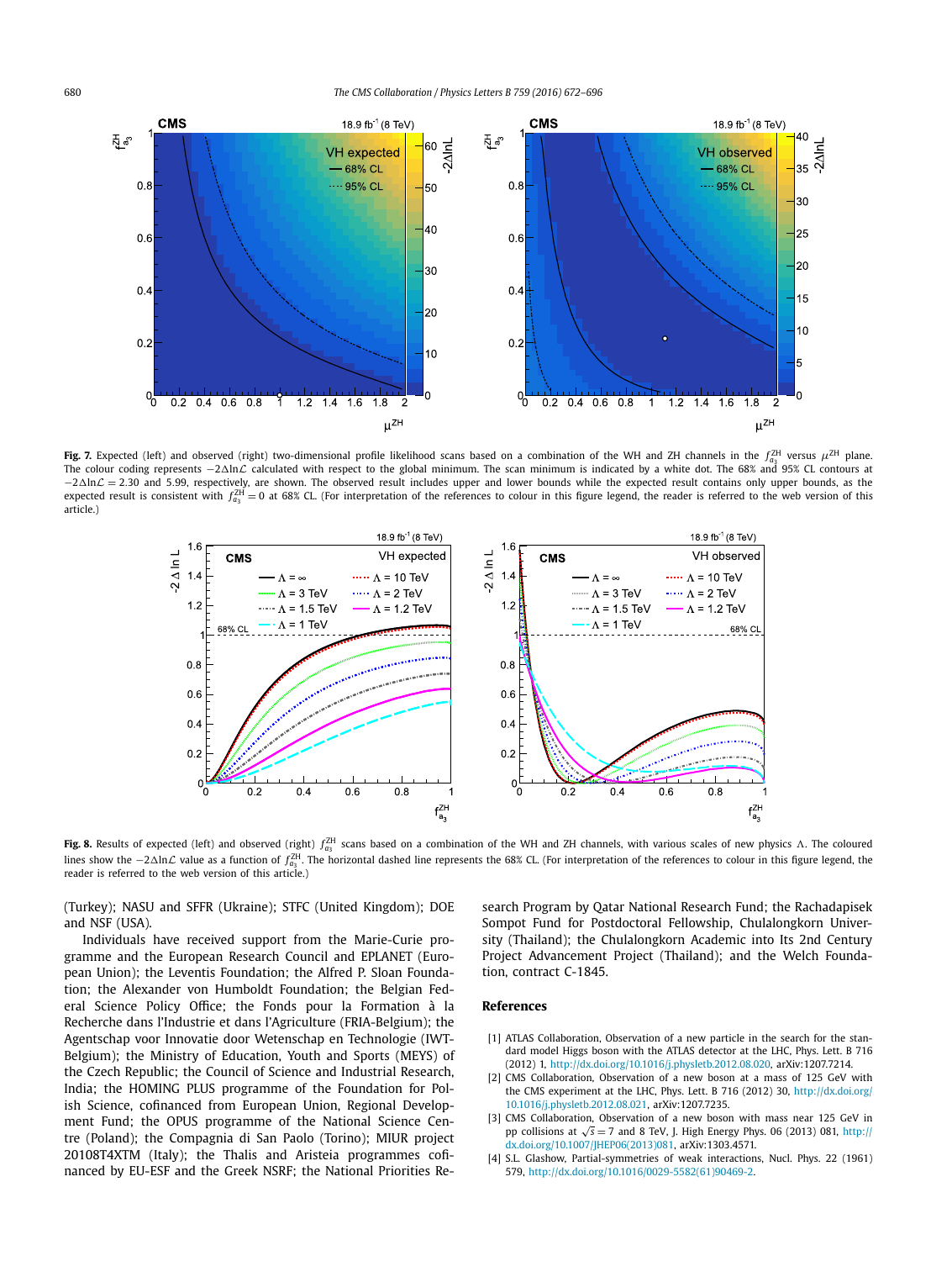**Fig. 7.** Expected (left) and observed (right) two-dimensional profile likelihood scans based on a combination of the WH and ZH channels in the $f_{a_3}^{ZH}$ versus $\mu^{ZH}$ plane. The colour coding represents $-2\Delta\ln\mathcal{L}$ calculated with respect to the global minimum. The scan minimum is indicated by a white dot. The 68% and 95% CL contours at $-2\Delta\ln\mathcal{L} = 2.30$ and 5.99, respectively, are shown. The observed result includes upper and lower bounds while the expected result contains only upper bounds, as the expected result is consistent with $f_{a_3}^{ZH} = 0$ at 68% CL. (For interpretation of the references to colour in this figure legend, the reader is referred to the web version of this article.)

**Fig. 8.** Results of expected (left) and observed (right) $f_{a_3}^{ZH}$ scans based on a combination of the WH and ZH channels, with various scales of new physics $\Lambda$. The coloured lines show the $-2\Delta\ln\mathcal{L}$ value as a function of $f_{a_3}^{ZH}$. The horizontal dashed line represents the 68% CL. (For interpretation of the references to colour in this figure legend, the reader is referred to the web version of this article.)

(Turkey); NASU and SFFR (Ukraine); STFC (United Kingdom); DOE and NSF (USA).

Individuals have received support from the Marie-Curie programme and the European Research Council and EPLANET (European Union); the Leventis Foundation; the Alfred P. Sloan Foundation; the Alexander von Humboldt Foundation; the Belgian Federal Science Policy Office; the Fonds pour la Formation à la Recherche dans l'Industrie et dans l'Agriculture (FRIA-Belgium); the Agentschap voor Innovatie door Wetenschap en Technologie (IWT-Belgium); the Ministry of Education, Youth and Sports (MEYS) of the Czech Republic; the Council of Science and Industrial Research, India; the HOMING PLUS programme of the Foundation for Polish Science, cofinanced from European Union, Regional Development Fund; the OPUS programme of the National Science Centre (Poland); the Compagnia di San Paolo (Torino); MIUR project 20108T4XTM (Italy); the Thalis and Aristeia programmes cofinanced by EU-ESF and the Greek NSRF; the National Priorities Research Program by Qatar National Research Fund; the Rachadapisek Sompot Fund for Postdoctoral Fellowship, Chulalongkorn University (Thailand); the Chulalongkorn Academic into Its 2nd Century Project Advancement Project (Thailand); and the Welch Foundation, contract C-1845.

## References

[1] ATLAS Collaboration, Observation of a new particle in the search for the standard model Higgs boson with the ATLAS detector at the LHC, Phys. Lett. B 716 (2012) 1, http://dx.doi.org/10.1016/j.physletb.2012.08.020, arXiv:1207.7214.

[2] CMS Collaboration, Observation of a new boson at a mass of 125 GeV with the CMS experiment at the LHC, Phys. Lett. B 716 (2012) 30, http://dx.doi.org/10.1016/j.physletb.2012.08.021, arXiv:1207.7235.

[3] CMS Collaboration, Observation of a new boson with mass near 125 GeV in pp collisions at $\sqrt{s} = 7$ and 8 TeV, J. High Energy Phys. 06 (2013) 081, http://dx.doi.org/10.1007/JHEP06(2013)081, arXiv:1303.4571.

[4] S.L. Glashow, Partial-symmetries of weak interactions, Nucl. Phys. 22 (1961) 579, http://dx.doi.org/10.1016/0029-5582(61)90469-2.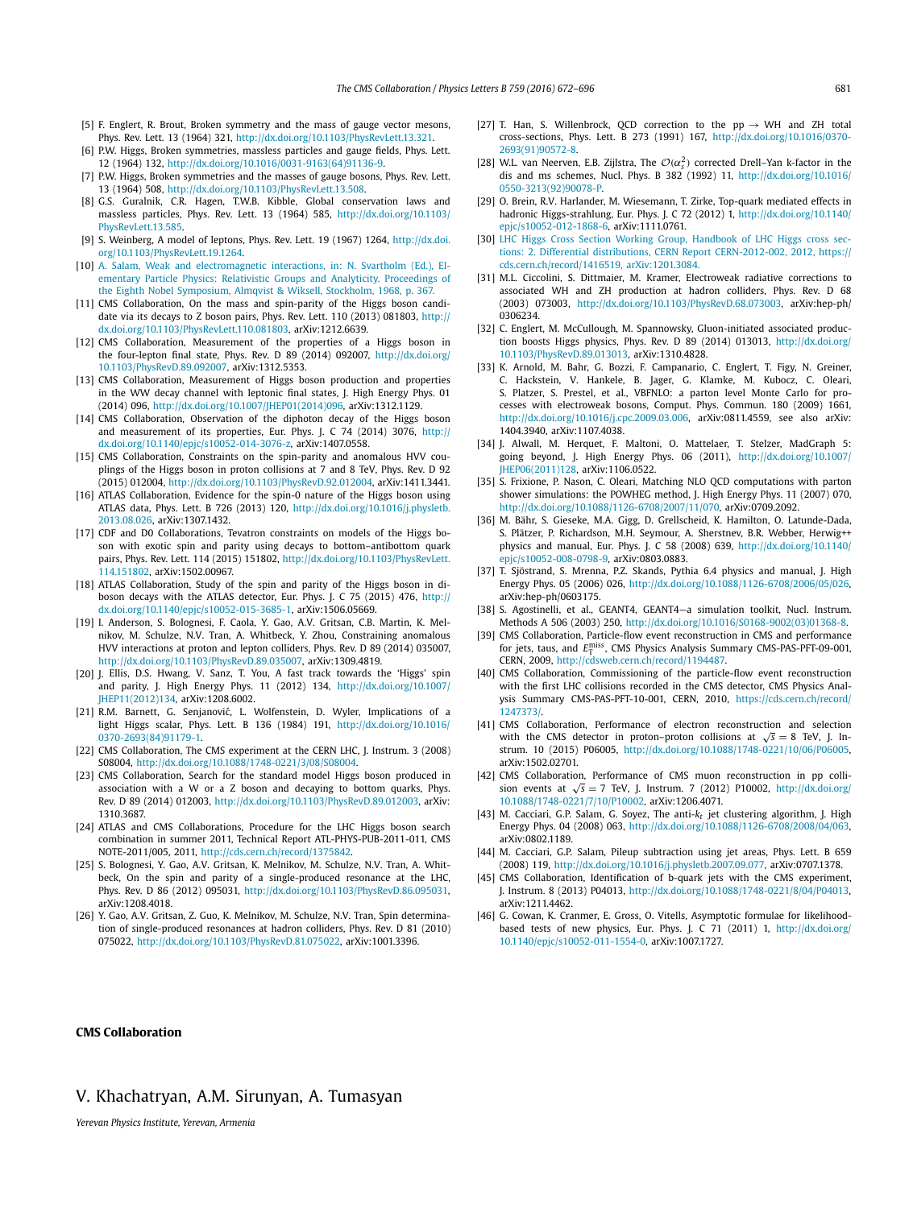[5] F. Englert, R. Brout, Broken symmetry and the mass of gauge vector mesons, Phys. Rev. Lett. 13 (1964) 321, http://dx.doi.org/10.1103/PhysRevLett.13.321.

[6] P.W. Higgs, Broken symmetries, massless particles and gauge fields, Phys. Lett. 12 (1964) 132, http://dx.doi.org/10.1016/0031-9163(64)91136-9.

[7] P.W. Higgs, Broken symmetries and the masses of gauge bosons, Phys. Rev. Lett. 13 (1964) 508, http://dx.doi.org/10.1103/PhysRevLett.13.508.

[8] G.S. Guralnik, C.R. Hagen, T.W.B. Kibble, Global conservation laws and massless particles, Phys. Rev. Lett. 13 (1964) 585, http://dx.doi.org/10.1103/PhysRevLett.13.585.

[9] S. Weinberg, A model of leptons, Phys. Rev. Lett. 19 (1967) 1264, http://dx.doi.org/10.1103/PhysRevLett.19.1264.

[10] A. Salam, Weak and electromagnetic interactions, in: N. Svartholm (Ed.), Elementary Particle Physics: Relativistic Groups and Analyticity. Proceedings of the Eighth Nobel Symposium, Almqvist & Wiksell, Stockholm, 1968, p. 367.

[11] CMS Collaboration, On the mass and spin-parity of the Higgs boson candidate via its decays to Z boson pairs, Phys. Rev. Lett. 110 (2013) 081803, http://dx.doi.org/10.1103/PhysRevLett.110.081803, arXiv:1212.6639.

[12] CMS Collaboration, Measurement of the properties of a Higgs boson in the four-lepton final state, Phys. Rev. D 89 (2014) 092007, http://dx.doi.org/10.1103/PhysRevD.89.092007, arXiv:1312.5353.

[13] CMS Collaboration, Measurement of Higgs boson production and properties in the WW decay channel with leptonic final states, J. High Energy Phys. 01 (2014) 096, http://dx.doi.org/10.1007/JHEP01(2014)096, arXiv:1312.1129.

[14] CMS Collaboration, Observation of the diphoton decay of the Higgs boson and measurement of its properties, Eur. Phys. J. C 74 (2014) 3076, http://dx.doi.org/10.1140/epjc/s10052-014-3076-z, arXiv:1407.0558.

[15] CMS Collaboration, Constraints on the spin-parity and anomalous HVV couplings of the Higgs boson in proton collisions at 7 and 8 TeV, Phys. Rev. D 92 (2015) 012004, http://dx.doi.org/10.1103/PhysRevD.92.012004, arXiv:1411.3441.

[16] ATLAS Collaboration, Evidence for the spin-0 nature of the Higgs boson using ATLAS data, Phys. Lett. B 726 (2013) 120, http://dx.doi.org/10.1016/j.physletb.2013.08.026, arXiv:1307.1432.

[17] CDF and D0 Collaborations, Tevatron constraints on models of the Higgs boson with exotic spin and parity using decays to bottom–antibottom quark pairs, Phys. Rev. Lett. 114 (2015) 151802, http://dx.doi.org/10.1103/PhysRevLett.114.151802, arXiv:1502.00967.

[18] ATLAS Collaboration, Study of the spin and parity of the Higgs boson in diboson decays with the ATLAS detector, Eur. Phys. J. C 75 (2015) 476, http://dx.doi.org/10.1140/epjc/s10052-015-3685-1, arXiv:1506.05669.

[19] I. Anderson, S. Bolognesi, F. Caola, Y. Gao, A.V. Gritsan, C.B. Martin, K. Melnikov, M. Schulze, N.V. Tran, A. Whitbeck, Y. Zhou, Constraining anomalous HVV interactions at proton and lepton colliders, Phys. Rev. D 89 (2014) 035007, http://dx.doi.org/10.1103/PhysRevD.89.035007, arXiv:1309.4819.

[20] J. Ellis, D.S. Hwang, V. Sanz, T. You, A fast track towards the 'Higgs' spin and parity, J. High Energy Phys. 11 (2012) 134, http://dx.doi.org/10.1007/JHEP11(2012)134, arXiv:1208.6002.

[21] R.M. Barnett, G. Senjanović, L. Wolfenstein, D. Wyler, Implications of a light Higgs scalar, Phys. Lett. B 136 (1984) 191, http://dx.doi.org/10.1016/0370-2693(84)91179-1.

[22] CMS Collaboration, The CMS experiment at the CERN LHC, J. Instrum. 3 (2008) S08004, http://dx.doi.org/10.1088/1748-0221/3/08/S08004.

[23] CMS Collaboration, Search for the standard model Higgs boson produced in association with a W or a Z boson and decaying to bottom quarks, Phys. Rev. D 89 (2014) 012003, http://dx.doi.org/10.1103/PhysRevD.89.012003, arXiv:1310.3687.

[24] ATLAS and CMS Collaborations, Procedure for the LHC Higgs boson search combination in summer 2011, Technical Report ATL-PHYS-PUB-2011-011, CMS NOTE-2011/005, 2011, http://cds.cern.ch/record/1375842.

[25] S. Bolognesi, Y. Gao, A.V. Gritsan, K. Melnikov, M. Schulze, N.V. Tran, A. Whitbeck, On the spin and parity of a single-produced resonance at the LHC, Phys. Rev. D 86 (2012) 095031, http://dx.doi.org/10.1103/PhysRevD.86.095031, arXiv:1208.4018.

[26] Y. Gao, A.V. Gritsan, Z. Guo, K. Melnikov, M. Schulze, N.V. Tran, Spin determination of single-produced resonances at hadron colliders, Phys. Rev. D 81 (2010) 075022, http://dx.doi.org/10.1103/PhysRevD.81.075022, arXiv:1001.3396.

[27] T. Han, S. Willenbrock, QCD correction to the pp → WH and ZH total cross-sections, Phys. Lett. B 273 (1991) 167, http://dx.doi.org/10.1016/0370-2693(91)90572-8.

[28] W.L. van Neerven, E.B. Zijlstra, The $\mathcal{O}(\alpha_s^2)$ corrected Drell–Yan k-factor in the dis and ms schemes, Nucl. Phys. B 382 (1992) 11, http://dx.doi.org/10.1016/0550-3213(92)90078-P.

[29] O. Brein, R.V. Harlander, M. Wiesemann, T. Zirke, Top-quark mediated effects in hadronic Higgs-strahlung, Eur. Phys. J. C 72 (2012) 1, http://dx.doi.org/10.1140/epjc/s10052-012-1868-6, arXiv:1111.0761.

[30] LHC Higgs Cross Section Working Group, Handbook of LHC Higgs cross sections: 2. Differential distributions, CERN Report CERN-2012-002, 2012, https://cds.cern.ch/record/1416519, arXiv:1201.3084.

[31] M.L. Ciccolini, S. Dittmaier, M. Kramer, Electroweak radiative corrections to associated WH and ZH production at hadron colliders, Phys. Rev. D 68 (2003) 073003, http://dx.doi.org/10.1103/PhysRevD.68.073003, arXiv:hep-ph/0306234.

[32] C. Englert, M. McCullough, M. Spannowsky, Gluon-initiated associated production boosts Higgs physics, Phys. Rev. D 89 (2014) 013013, http://dx.doi.org/10.1103/PhysRevD.89.013013, arXiv:1310.4828.

[33] K. Arnold, M. Bahr, G. Bozzi, F. Campanario, C. Englert, T. Figy, N. Greiner, C. Hackstein, V. Hankele, B. Jager, G. Klamke, M. Kubocz, C. Oleari, S. Platzer, S. Prestel, et al., VBFNLO: a parton level Monte Carlo for processes with electroweak bosons, Comput. Phys. Commun. 180 (2009) 1661, http://dx.doi.org/10.1016/j.cpc.2009.03.006, arXiv:0811.4559, see also arXiv:1404.3940, arXiv:1107.4038.

[34] J. Alwall, M. Herquet, F. Maltoni, O. Mattelaer, T. Stelzer, MadGraph 5: going beyond, J. High Energy Phys. 06 (2011), http://dx.doi.org/10.1007/JHEP06(2011)128, arXiv:1106.0522.

[35] S. Frixione, P. Nason, C. Oleari, Matching NLO QCD computations with parton shower simulations: the POWHEG method, J. High Energy Phys. 11 (2007) 070, http://dx.doi.org/10.1088/1126-6708/2007/11/070, arXiv:0709.2092.

[36] M. Bähr, S. Gieseke, M.A. Gigg, D. Grellscheid, K. Hamilton, O. Latunde-Dada, S. Plätzer, P. Richardson, M.H. Seymour, A. Sherstnev, B.R. Webber, Herwig++ physics and manual, Eur. Phys. J. C 58 (2008) 639, http://dx.doi.org/10.1140/epjc/s10052-008-0798-9, arXiv:0803.0883.

[37] T. Sjöstrand, S. Mrenna, P.Z. Skands, Pythia 6.4 physics and manual, J. High Energy Phys. 05 (2006) 026, http://dx.doi.org/10.1088/1126-6708/2006/05/026, arXiv:hep-ph/0603175.

[38] S. Agostinelli, et al., GEANT4, GEANT4—a simulation toolkit, Nucl. Instrum. Methods A 506 (2003) 250, http://dx.doi.org/10.1016/S0168-9002(03)01368-8.

[39] CMS Collaboration, Particle-flow event reconstruction in CMS and performance for jets, taus, and $E_T^{miss}$, CMS Physics Analysis Summary CMS-PAS-PFT-09-001, CERN, 2009, http://cdsweb.cern.ch/record/1194487.

[40] CMS Collaboration, Commissioning of the particle-flow event reconstruction with the first LHC collisions recorded in the CMS detector, CMS Physics Analysis Summary CMS-PAS-PFT-10-001, CERN, 2010, https://cds.cern.ch/record/1247373/.

[41] CMS Collaboration, Performance of electron reconstruction and selection with the CMS detector in proton–proton collisions at $\sqrt{s} = 8$ TeV, J. Instrum. 10 (2015) P06005, http://dx.doi.org/10.1088/1748-0221/10/06/P06005, arXiv:1502.02701.

[42] CMS Collaboration, Performance of CMS muon reconstruction in pp collision events at $\sqrt{s} = 7$ TeV, J. Instrum. 7 (2012) P10002, http://dx.doi.org/10.1088/1748-0221/7/10/P10002, arXiv:1206.4071.

[43] M. Cacciari, G.P. Salam, G. Soyez, The anti-$k_t$ jet clustering algorithm, J. High Energy Phys. 04 (2008) 063, http://dx.doi.org/10.1088/1126-6708/2008/04/063, arXiv:0802.1189.

[44] M. Cacciari, G.P. Salam, Pileup subtraction using jet areas, Phys. Lett. B 659 (2008) 119, http://dx.doi.org/10.1016/j.physletb.2007.09.077, arXiv:0707.1378.

[45] CMS Collaboration, Identification of b-quark jets with the CMS experiment, J. Instrum. 8 (2013) P04013, http://dx.doi.org/10.1088/1748-0221/8/04/P04013, arXiv:1211.4462.

[46] G. Cowan, K. Cranmer, E. Gross, O. Vitells, Asymptotic formulae for likelihood-based tests of new physics, Eur. Phys. J. C 71 (2011) 1, http://dx.doi.org/10.1140/epjc/s10052-011-1554-0, arXiv:1007.1727.

## CMS Collaboration

### V. Khachatryan, A.M. Sirunyan, A. Tumasyan

*Yerevan Physics Institute, Yerevan, Armenia*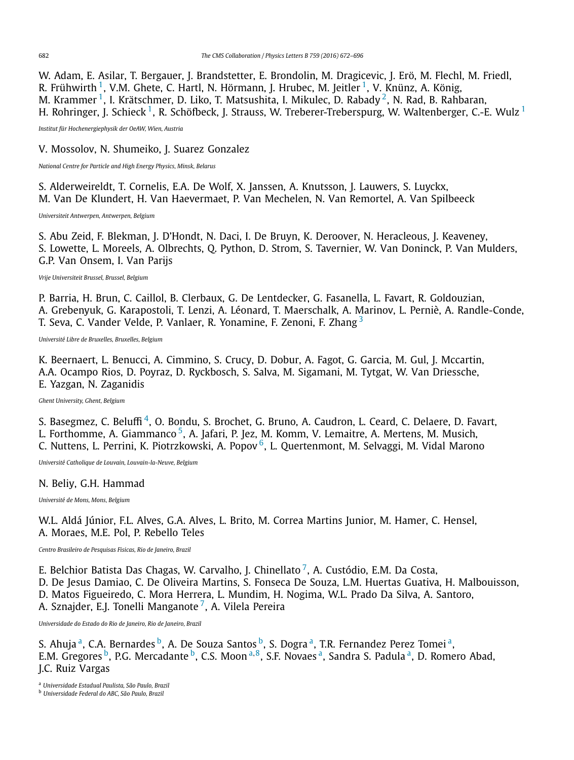W. Adam, E. Asilar, T. Bergauer, J. Brandstetter, E. Brondolin, M. Dragicevic, J. Erö, M. Flechl, M. Friedl, R. Frühwirth [1], V.M. Ghete, C. Hartl, N. Hörmann, J. Hrubec, M. Jeitler [1], V. Knünz, A. König, M. Krammer [1], I. Krätschmer, D. Liko, T. Matsushita, I. Mikulec, D. Rabady [2], N. Rad, B. Rahbaran, H. Rohringer, J. Schieck [1], R. Schöfbeck, J. Strauss, W. Treberer-Treberspurg, W. Waltenberger, C.-E. Wulz [1]

*Institut für Hochenergiephysik der OeAW, Wien, Austria*

V. Mossolov, N. Shumeiko, J. Suarez Gonzalez

*National Centre for Particle and High Energy Physics, Minsk, Belarus*

S. Alderweireldt, T. Cornelis, E.A. De Wolf, X. Janssen, A. Knutsson, J. Lauwers, S. Luyckx, M. Van De Klundert, H. Van Haevermaet, P. Van Mechelen, N. Van Remortel, A. Van Spilbeeck

*Universiteit Antwerpen, Antwerpen, Belgium*

S. Abu Zeid, F. Blekman, J. D'Hondt, N. Daci, I. De Bruyn, K. Deroover, N. Heracleous, J. Keaveney, S. Lowette, L. Moreels, A. Olbrechts, Q. Python, D. Strom, S. Tavernier, W. Van Doninck, P. Van Mulders, G.P. Van Onsem, I. Van Parijs

*Vrije Universiteit Brussel, Brussel, Belgium*

P. Barria, H. Brun, C. Caillol, B. Clerbaux, G. De Lentdecker, G. Fasanella, L. Favart, R. Goldouzian, A. Grebenyuk, G. Karapostoli, T. Lenzi, A. Léonard, T. Maerschalk, A. Marinov, L. Perniè, A. Randle-Conde, T. Seva, C. Vander Velde, P. Vanlaer, R. Yonamine, F. Zenoni, F. Zhang [3]

*Université Libre de Bruxelles, Bruxelles, Belgium*

K. Beernaert, L. Benucci, A. Cimmino, S. Crucy, D. Dobur, A. Fagot, G. Garcia, M. Gul, J. Mccartin, A.A. Ocampo Rios, D. Poyraz, D. Ryckbosch, S. Salva, M. Sigamani, M. Tytgat, W. Van Driessche, E. Yazgan, N. Zaganidis

*Ghent University, Ghent, Belgium*

S. Basegmez, C. Beluffi [4], O. Bondu, S. Brochet, G. Bruno, A. Caudron, L. Ceard, C. Delaere, D. Favart, L. Forthomme, A. Giammanco [5], A. Jafari, P. Jez, M. Komm, V. Lemaitre, A. Mertens, M. Musich, C. Nuttens, L. Perrini, K. Piotrzkowski, A. Popov [6], L. Quertenmont, M. Selvaggi, M. Vidal Marono

*Université Catholique de Louvain, Louvain-la-Neuve, Belgium*

N. Beliy, G.H. Hammad

*Université de Mons, Mons, Belgium*

W.L. Aldá Júnior, F.L. Alves, G.A. Alves, L. Brito, M. Correa Martins Junior, M. Hamer, C. Hensel, A. Moraes, M.E. Pol, P. Rebello Teles

*Centro Brasileiro de Pesquisas Fisicas, Rio de Janeiro, Brazil*

E. Belchior Batista Das Chagas, W. Carvalho, J. Chinellato [7], A. Custódio, E.M. Da Costa, D. De Jesus Damiao, C. De Oliveira Martins, S. Fonseca De Souza, L.M. Huertas Guativa, H. Malbouisson, D. Matos Figueiredo, C. Mora Herrera, L. Mundim, H. Nogima, W.L. Prado Da Silva, A. Santoro, A. Sznajder, E.J. Tonelli Manganote [7], A. Vilela Pereira

*Universidade do Estado do Rio de Janeiro, Rio de Janeiro, Brazil*

S. Ahuja [a], C.A. Bernardes [b], A. De Souza Santos [b], S. Dogra [a], T.R. Fernandez Perez Tomei [a], E.M. Gregores [b], P.G. Mercadante [b], C.S. Moon [a,8], S.F. Novaes [a], Sandra S. Padula [a], D. Romero Abad, J.C. Ruiz Vargas

[a] *Universidade Estadual Paulista, São Paulo, Brazil*
[b] *Universidade Federal do ABC, São Paulo, Brazil*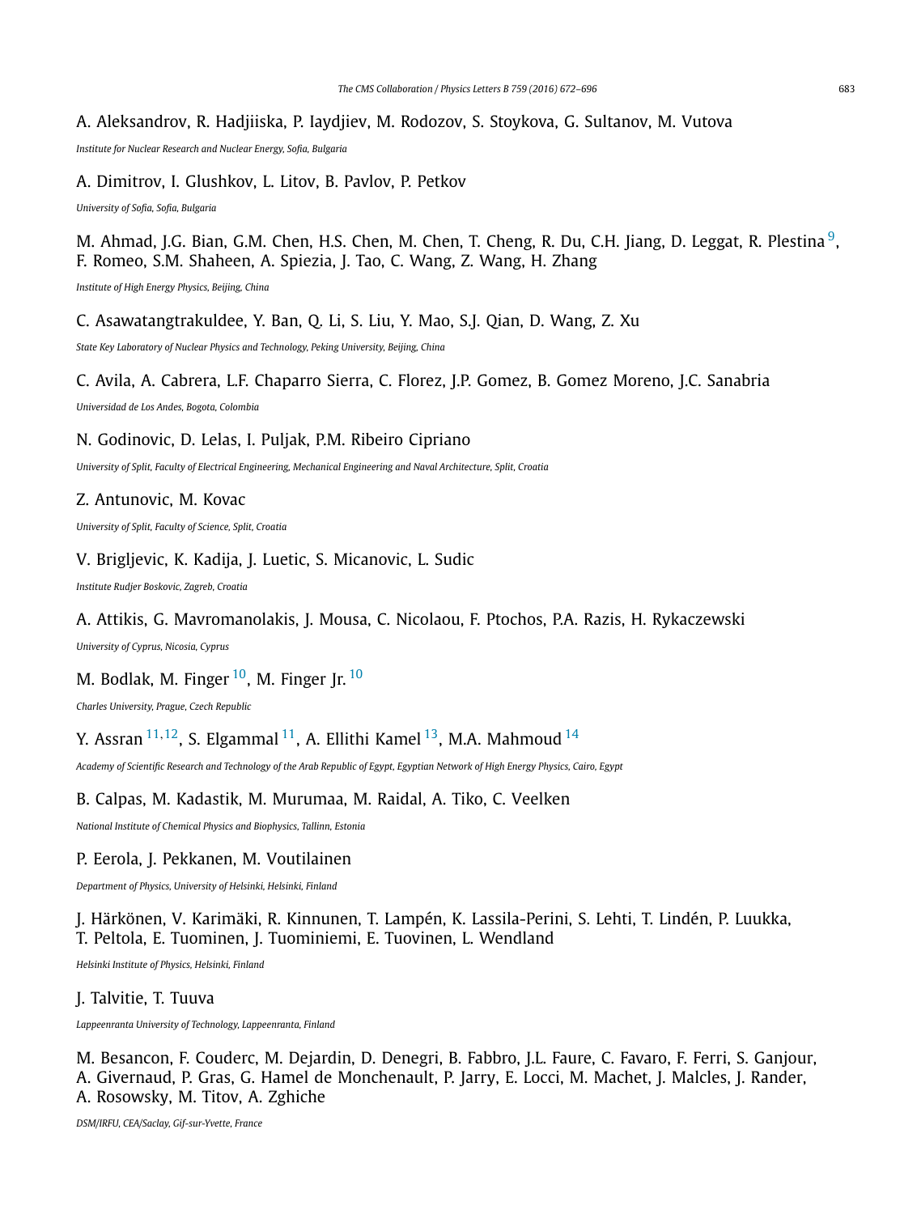A. Aleksandrov, R. Hadjiiska, P. Iaydjiev, M. Rodozov, S. Stoykova, G. Sultanov, M. Vutova

*Institute for Nuclear Research and Nuclear Energy, Sofia, Bulgaria*

A. Dimitrov, I. Glushkov, L. Litov, B. Pavlov, P. Petkov

*University of Sofia, Sofia, Bulgaria*

M. Ahmad, J.G. Bian, G.M. Chen, H.S. Chen, M. Chen, T. Cheng, R. Du, C.H. Jiang, D. Leggat, R. Plestina [9], F. Romeo, S.M. Shaheen, A. Spiezia, J. Tao, C. Wang, Z. Wang, H. Zhang

*Institute of High Energy Physics, Beijing, China*

C. Asawatangtrakuldee, Y. Ban, Q. Li, S. Liu, Y. Mao, S.J. Qian, D. Wang, Z. Xu

*State Key Laboratory of Nuclear Physics and Technology, Peking University, Beijing, China*

C. Avila, A. Cabrera, L.F. Chaparro Sierra, C. Florez, J.P. Gomez, B. Gomez Moreno, J.C. Sanabria

*Universidad de Los Andes, Bogota, Colombia*

N. Godinovic, D. Lelas, I. Puljak, P.M. Ribeiro Cipriano

*University of Split, Faculty of Electrical Engineering, Mechanical Engineering and Naval Architecture, Split, Croatia*

Z. Antunovic, M. Kovac

*University of Split, Faculty of Science, Split, Croatia*

V. Brigljevic, K. Kadija, J. Luetic, S. Micanovic, L. Sudic

*Institute Rudjer Boskovic, Zagreb, Croatia*

A. Attikis, G. Mavromanolakis, J. Mousa, C. Nicolaou, F. Ptochos, P.A. Razis, H. Rykaczewski

*University of Cyprus, Nicosia, Cyprus*

M. Bodlak, M. Finger [10], M. Finger Jr. [10]

*Charles University, Prague, Czech Republic*

Y. Assran [11,12], S. Elgammal [11], A. Ellithi Kamel [13], M.A. Mahmoud [14]

*Academy of Scientific Research and Technology of the Arab Republic of Egypt, Egyptian Network of High Energy Physics, Cairo, Egypt*

B. Calpas, M. Kadastik, M. Murumaa, M. Raidal, A. Tiko, C. Veelken

*National Institute of Chemical Physics and Biophysics, Tallinn, Estonia*

P. Eerola, J. Pekkanen, M. Voutilainen

*Department of Physics, University of Helsinki, Helsinki, Finland*

J. Härkönen, V. Karimäki, R. Kinnunen, T. Lampén, K. Lassila-Perini, S. Lehti, T. Lindén, P. Luukka, T. Peltola, E. Tuominen, J. Tuominiemi, E. Tuovinen, L. Wendland

*Helsinki Institute of Physics, Helsinki, Finland*

J. Talvitie, T. Tuuva

*Lappeenranta University of Technology, Lappeenranta, Finland*

M. Besancon, F. Couderc, M. Dejardin, D. Denegri, B. Fabbro, J.L. Faure, C. Favaro, F. Ferri, S. Ganjour, A. Givernaud, P. Gras, G. Hamel de Monchenault, P. Jarry, E. Locci, M. Machet, J. Malcles, J. Rander, A. Rosowsky, M. Titov, A. Zghiche

*DSM/IRFU, CEA/Saclay, Gif-sur-Yvette, France*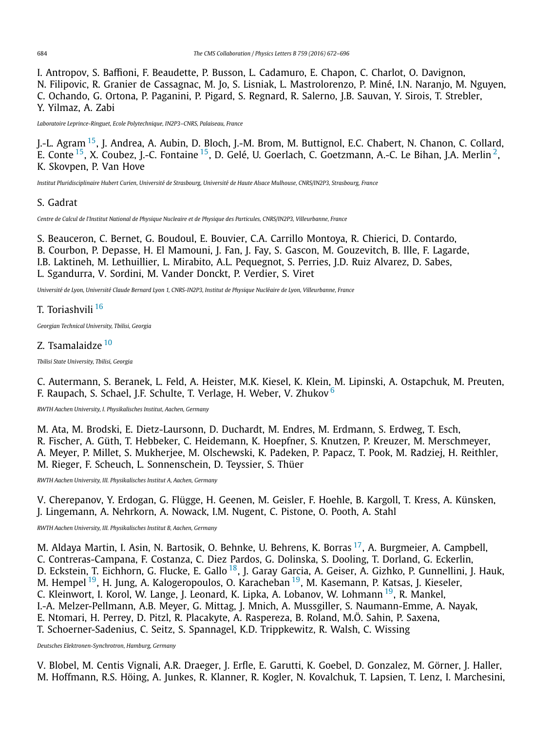I. Antropov, S. Baffioni, F. Beaudette, P. Busson, L. Cadamuro, E. Chapon, C. Charlot, O. Davignon, N. Filipovic, R. Granier de Cassagnac, M. Jo, S. Lisniak, L. Mastrolorenzo, P. Miné, I.N. Naranjo, M. Nguyen, C. Ochando, G. Ortona, P. Paganini, P. Pigard, S. Regnard, R. Salerno, J.B. Sauvan, Y. Sirois, T. Strebler, Y. Yilmaz, A. Zabi

*Laboratoire Leprince-Ringuet, Ecole Polytechnique, IN2P3–CNRS, Palaiseau, France*

J.-L. Agram [15], J. Andrea, A. Aubin, D. Bloch, J.-M. Brom, M. Buttignol, E.C. Chabert, N. Chanon, C. Collard, E. Conte [15], X. Coubez, J.-C. Fontaine [15], D. Gelé, U. Goerlach, C. Goetzmann, A.-C. Le Bihan, J.A. Merlin [2], K. Skovpen, P. Van Hove

*Institut Pluridisciplinaire Hubert Curien, Université de Strasbourg, Université de Haute Alsace Mulhouse, CNRS/IN2P3, Strasbourg, France*

S. Gadrat

*Centre de Calcul de l'Institut National de Physique Nucleaire et de Physique des Particules, CNRS/IN2P3, Villeurbanne, France*

S. Beauceron, C. Bernet, G. Boudoul, E. Bouvier, C.A. Carrillo Montoya, R. Chierici, D. Contardo, B. Courbon, P. Depasse, H. El Mamouni, J. Fan, J. Fay, S. Gascon, M. Gouzevitch, B. Ille, F. Lagarde, I.B. Laktineh, M. Lethuillier, L. Mirabito, A.L. Pequegnot, S. Perries, J.D. Ruiz Alvarez, D. Sabes, L. Sgandurra, V. Sordini, M. Vander Donckt, P. Verdier, S. Viret

*Université de Lyon, Université Claude Bernard Lyon 1, CNRS-IN2P3, Institut de Physique Nucléaire de Lyon, Villeurbanne, France*

T. Toriashvili [16]

*Georgian Technical University, Tbilisi, Georgia*

Z. Tsamalaidze [10]

*Tbilisi State University, Tbilisi, Georgia*

C. Autermann, S. Beranek, L. Feld, A. Heister, M.K. Kiesel, K. Klein, M. Lipinski, A. Ostapchuk, M. Preuten, F. Raupach, S. Schael, J.F. Schulte, T. Verlage, H. Weber, V. Zhukov [6]

*RWTH Aachen University, I. Physikalisches Institut, Aachen, Germany*

M. Ata, M. Brodski, E. Dietz-Laursonn, D. Duchardt, M. Endres, M. Erdmann, S. Erdweg, T. Esch, R. Fischer, A. Güth, T. Hebbeker, C. Heidemann, K. Hoepfner, S. Knutzen, P. Kreuzer, M. Merschmeyer, A. Meyer, P. Millet, S. Mukherjee, M. Olschewski, K. Padeken, P. Papacz, T. Pook, M. Radziej, H. Reithler, M. Rieger, F. Scheuch, L. Sonnenschein, D. Teyssier, S. Thüer

*RWTH Aachen University, III. Physikalisches Institut A, Aachen, Germany*

V. Cherepanov, Y. Erdogan, G. Flügge, H. Geenen, M. Geisler, F. Hoehle, B. Kargoll, T. Kress, A. Künsken, J. Lingemann, A. Nehrkorn, A. Nowack, I.M. Nugent, C. Pistone, O. Pooth, A. Stahl

*RWTH Aachen University, III. Physikalisches Institut B, Aachen, Germany*

M. Aldaya Martin, I. Asin, N. Bartosik, O. Behnke, U. Behrens, K. Borras [17], A. Burgmeier, A. Campbell, C. Contreras-Campana, F. Costanza, C. Diez Pardos, G. Dolinska, S. Dooling, T. Dorland, G. Eckerlin, D. Eckstein, T. Eichhorn, G. Flucke, E. Gallo [18], J. Garay Garcia, A. Geiser, A. Gizhko, P. Gunnellini, J. Hauk, M. Hempel [19], H. Jung, A. Kalogeropoulos, O. Karacheban [19], M. Kasemann, P. Katsas, J. Kieseler, C. Kleinwort, I. Korol, W. Lange, J. Leonard, K. Lipka, A. Lobanov, W. Lohmann [19], R. Mankel, I.-A. Melzer-Pellmann, A.B. Meyer, G. Mittag, J. Mnich, A. Mussgiller, S. Naumann-Emme, A. Nayak, E. Ntomari, H. Perrey, D. Pitzl, R. Placakyte, A. Raspereza, B. Roland, M.Ö. Sahin, P. Saxena, T. Schoerner-Sadenius, C. Seitz, S. Spannagel, K.D. Trippkewitz, R. Walsh, C. Wissing

*Deutsches Elektronen-Synchrotron, Hamburg, Germany*

V. Blobel, M. Centis Vignali, A.R. Draeger, J. Erfle, E. Garutti, K. Goebel, D. Gonzalez, M. Görner, J. Haller, M. Hoffmann, R.S. Höing, A. Junkes, R. Klanner, R. Kogler, N. Kovalchuk, T. Lapsien, T. Lenz, I. Marchesini,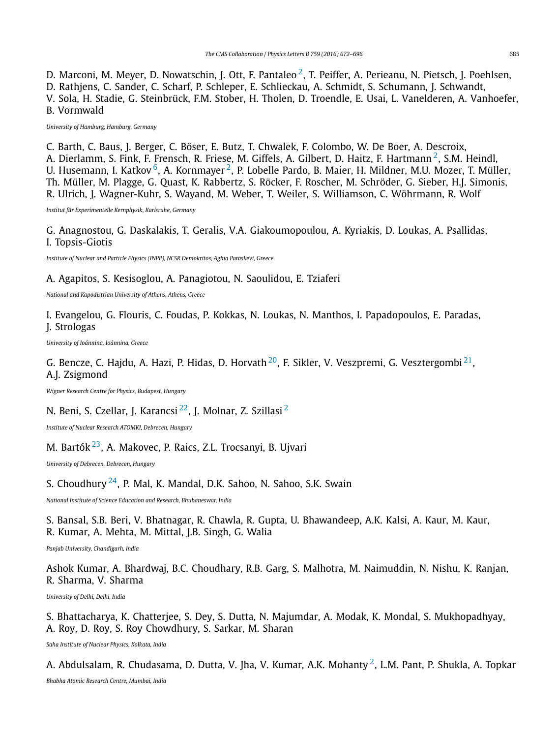D. Marconi, M. Meyer, D. Nowatschin, J. Ott, F. Pantaleo [2], T. Peiffer, A. Perieanu, N. Pietsch, J. Poehlsen, D. Rathjens, C. Sander, C. Scharf, P. Schleper, E. Schlieckau, A. Schmidt, S. Schumann, J. Schwandt, V. Sola, H. Stadie, G. Steinbrück, F.M. Stober, H. Tholen, D. Troendle, E. Usai, L. Vanelderen, A. Vanhoefer, B. Vormwald

*University of Hamburg, Hamburg, Germany*

C. Barth, C. Baus, J. Berger, C. Böser, E. Butz, T. Chwalek, F. Colombo, W. De Boer, A. Descroix, A. Dierlamm, S. Fink, F. Frensch, R. Friese, M. Giffels, A. Gilbert, D. Haitz, F. Hartmann [2], S.M. Heindl, U. Husemann, I. Katkov [6], A. Kornmayer [2], P. Lobelle Pardo, B. Maier, H. Mildner, M.U. Mozer, T. Müller, Th. Müller, M. Plagge, G. Quast, K. Rabbertz, S. Röcker, F. Roscher, M. Schröder, G. Sieber, H.J. Simonis, R. Ulrich, J. Wagner-Kuhr, S. Wayand, M. Weber, T. Weiler, S. Williamson, C. Wöhrmann, R. Wolf

*Institut für Experimentelle Kernphysik, Karlsruhe, Germany*

G. Anagnostou, G. Daskalakis, T. Geralis, V.A. Giakoumopoulou, A. Kyriakis, D. Loukas, A. Psallidas, I. Topsis-Giotis

*Institute of Nuclear and Particle Physics (INPP), NCSR Demokritos, Aghia Paraskevi, Greece*

A. Agapitos, S. Kesisoglou, A. Panagiotou, N. Saoulidou, E. Tziaferi

*National and Kapodistrian University of Athens, Athens, Greece*

I. Evangelou, G. Flouris, C. Foudas, P. Kokkas, N. Loukas, N. Manthos, I. Papadopoulos, E. Paradas, J. Strologas

*University of Ioánnina, Ioánnina, Greece*

G. Bencze, C. Hajdu, A. Hazi, P. Hidas, D. Horvath [20], F. Sikler, V. Veszpremi, G. Vesztergombi [21], A.J. Zsigmond

*Wigner Research Centre for Physics, Budapest, Hungary*

N. Beni, S. Czellar, J. Karancsi [22], J. Molnar, Z. Szillasi [2]

*Institute of Nuclear Research ATOMKI, Debrecen, Hungary*

M. Bartók [23], A. Makovec, P. Raics, Z.L. Trocsanyi, B. Ujvari

*University of Debrecen, Debrecen, Hungary*

S. Choudhury [24], P. Mal, K. Mandal, D.K. Sahoo, N. Sahoo, S.K. Swain

*National Institute of Science Education and Research, Bhubaneswar, India*

S. Bansal, S.B. Beri, V. Bhatnagar, R. Chawla, R. Gupta, U. Bhawandeep, A.K. Kalsi, A. Kaur, M. Kaur, R. Kumar, A. Mehta, M. Mittal, J.B. Singh, G. Walia

*Panjab University, Chandigarh, India*

Ashok Kumar, A. Bhardwaj, B.C. Choudhary, R.B. Garg, S. Malhotra, M. Naimuddin, N. Nishu, K. Ranjan, R. Sharma, V. Sharma

*University of Delhi, Delhi, India*

S. Bhattacharya, K. Chatterjee, S. Dey, S. Dutta, N. Majumdar, A. Modak, K. Mondal, S. Mukhopadhyay, A. Roy, D. Roy, S. Roy Chowdhury, S. Sarkar, M. Sharan

*Saha Institute of Nuclear Physics, Kolkata, India*

A. Abdulsalam, R. Chudasama, D. Dutta, V. Jha, V. Kumar, A.K. Mohanty [2], L.M. Pant, P. Shukla, A. Topkar

*Bhabha Atomic Research Centre, Mumbai, India*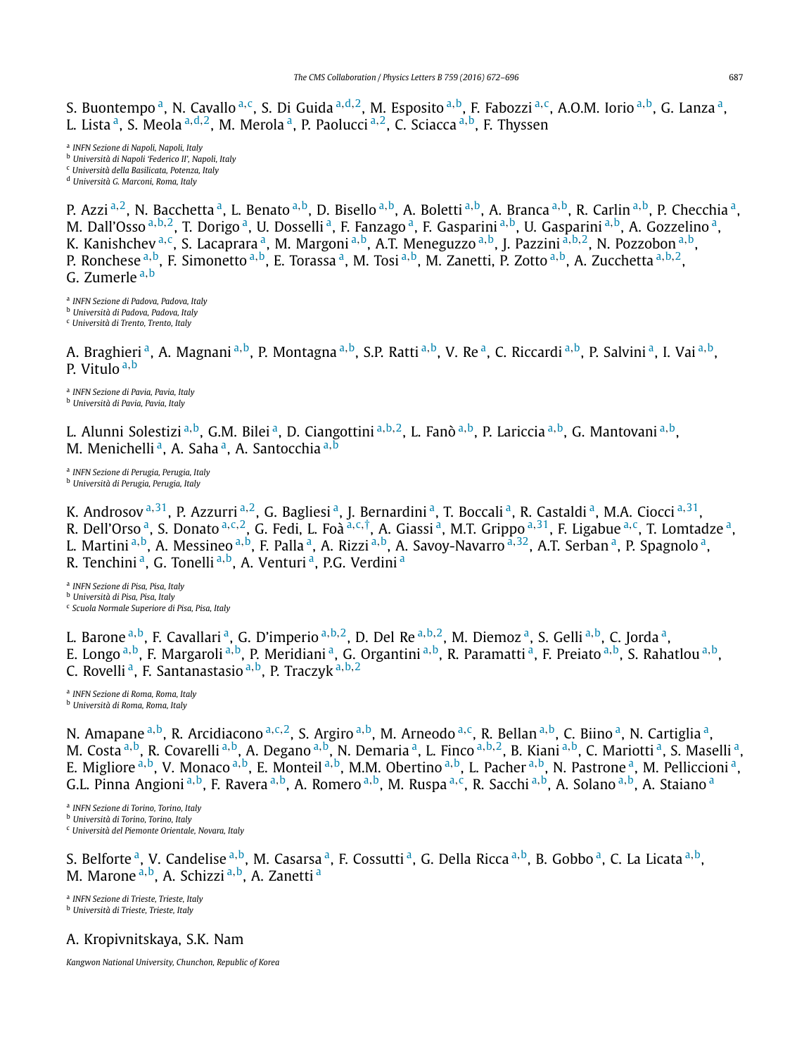S. Buontempo [a], N. Cavallo [a,c], S. Di Guida [a,d,2], M. Esposito [a,b], F. Fabozzi [a,c], A.O.M. Iorio [a,b], G. Lanza [a], L. Lista [a], S. Meola [a,d,2], M. Merola [a], P. Paolucci [a,2], C. Sciacca [a,b], F. Thyssen

[a] *INFN Sezione di Napoli, Napoli, Italy*
[b] *Università di Napoli 'Federico II', Napoli, Italy*
[c] *Università della Basilicata, Potenza, Italy*
[d] *Università G. Marconi, Roma, Italy*

P. Azzi [a,2], N. Bacchetta [a], L. Benato [a,b], D. Bisello [a,b], A. Boletti [a,b], A. Branca [a,b], R. Carlin [a,b], P. Checchia [a], M. Dall'Osso [a,b,2], T. Dorigo [a], U. Dosselli [a], F. Fanzago [a], F. Gasparini [a,b], U. Gasparini [a,b], A. Gozzelino [a], K. Kanishchev [a,c], S. Lacaprara [a], M. Margoni [a,b], A.T. Meneguzzo [a,b], J. Pazzini [a,b,2], N. Pozzobon [a,b], P. Ronchese [a,b], F. Simonetto [a,b], E. Torassa [a], M. Tosi [a,b], M. Zanetti, P. Zotto [a,b], A. Zucchetta [a,b,2], G. Zumerle [a,b]

[a] *INFN Sezione di Padova, Padova, Italy*
[b] *Università di Padova, Padova, Italy*
[c] *Università di Trento, Trento, Italy*

A. Braghieri [a], A. Magnani [a,b], P. Montagna [a,b], S.P. Ratti [a,b], V. Re [a], C. Riccardi [a,b], P. Salvini [a], I. Vai [a,b], P. Vitulo [a,b]

[a] *INFN Sezione di Pavia, Pavia, Italy*
[b] *Università di Pavia, Pavia, Italy*

L. Alunni Solestizi [a,b], G.M. Bilei [a], D. Ciangottini [a,b,2], L. Fanò [a,b], P. Lariccia [a,b], G. Mantovani [a,b], M. Menichelli [a], A. Saha [a], A. Santocchia [a,b]

[a] *INFN Sezione di Perugia, Perugia, Italy*
[b] *Università di Perugia, Perugia, Italy*

K. Androsov [a,31], P. Azzurri [a,2], G. Bagliesi [a], J. Bernardini [a], T. Boccali [a], R. Castaldi [a], M.A. Ciocci [a,31], R. Dell'Orso [a], S. Donato [a,c,2], G. Fedi, L. Foà [a,c,†], A. Giassi [a], M.T. Grippo [a,31], F. Ligabue [a,c], T. Lomtadze [a], L. Martini [a,b], A. Messineo [a,b], F. Palla [a], A. Rizzi [a,b], A. Savoy-Navarro [a,32], A.T. Serban [a], P. Spagnolo [a], R. Tenchini [a], G. Tonelli [a,b], A. Venturi [a], P.G. Verdini [a]

[a] *INFN Sezione di Pisa, Pisa, Italy*
[b] *Università di Pisa, Pisa, Italy*
[c] *Scuola Normale Superiore di Pisa, Pisa, Italy*

L. Barone [a,b], F. Cavallari [a], G. D'imperio [a,b,2], D. Del Re [a,b,2], M. Diemoz [a], S. Gelli [a,b], C. Jorda [a], E. Longo [a,b], F. Margaroli [a,b], P. Meridiani [a], G. Organtini [a,b], R. Paramatti [a], F. Preiato [a,b], S. Rahatlou [a,b], C. Rovelli [a], F. Santanastasio [a,b], P. Traczyk [a,b,2]

[a] *INFN Sezione di Roma, Roma, Italy*
[b] *Università di Roma, Roma, Italy*

N. Amapane [a,b], R. Arcidiacono [a,c,2], S. Argiro [a,b], M. Arneodo [a,c], R. Bellan [a,b], C. Biino [a], N. Cartiglia [a], M. Costa [a,b], R. Covarelli [a,b], A. Degano [a,b], N. Demaria [a], L. Finco [a,b,2], B. Kiani [a,b], C. Mariotti [a], S. Maselli [a], E. Migliore [a,b], V. Monaco [a,b], E. Monteil [a,b], M.M. Obertino [a,b], L. Pacher [a,b], N. Pastrone [a], M. Pelliccioni [a], G.L. Pinna Angioni [a,b], F. Ravera [a,b], A. Romero [a,b], M. Ruspa [a,c], R. Sacchi [a,b], A. Solano [a,b], A. Staiano [a]

[a] *INFN Sezione di Torino, Torino, Italy*
[b] *Università di Torino, Torino, Italy*
[c] *Università del Piemonte Orientale, Novara, Italy*

S. Belforte [a], V. Candelise [a,b], M. Casarsa [a], F. Cossutti [a], G. Della Ricca [a,b], B. Gobbo [a], C. La Licata [a,b], M. Marone [a,b], A. Schizzi [a,b], A. Zanetti [a]

[a] *INFN Sezione di Trieste, Trieste, Italy*
[b] *Università di Trieste, Trieste, Italy*

A. Kropivnitskaya, S.K. Nam

*Kangwon National University, Chunchon, Republic of Korea*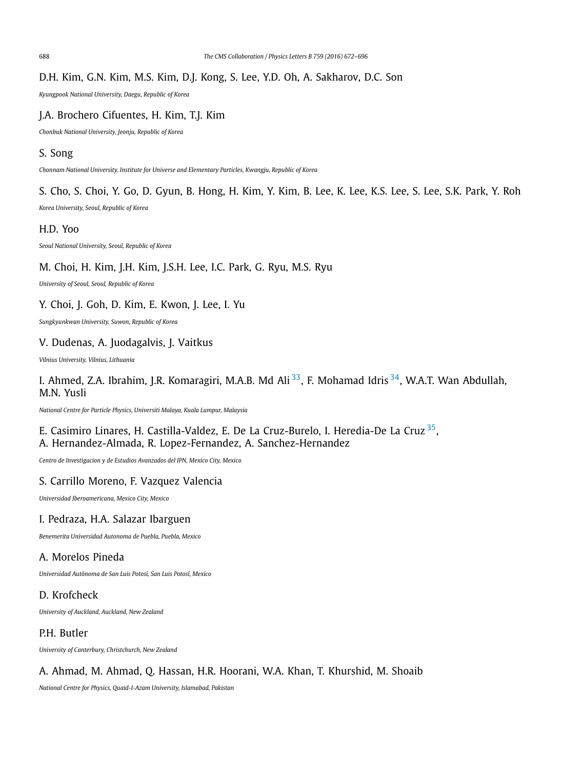D.H. Kim, G.N. Kim, M.S. Kim, D.J. Kong, S. Lee, Y.D. Oh, A. Sakharov, D.C. Son

*Kyungpook National University, Daegu, Republic of Korea*

J.A. Brochero Cifuentes, H. Kim, T.J. Kim

*Chonbuk National University, Jeonju, Republic of Korea*

S. Song

*Chonnam National University, Institute for Universe and Elementary Particles, Kwangju, Republic of Korea*

S. Cho, S. Choi, Y. Go, D. Gyun, B. Hong, H. Kim, Y. Kim, B. Lee, K. Lee, K.S. Lee, S. Lee, S.K. Park, Y. Roh

*Korea University, Seoul, Republic of Korea*

H.D. Yoo

*Seoul National University, Seoul, Republic of Korea*

M. Choi, H. Kim, J.H. Kim, J.S.H. Lee, I.C. Park, G. Ryu, M.S. Ryu

*University of Seoul, Seoul, Republic of Korea*

Y. Choi, J. Goh, D. Kim, E. Kwon, J. Lee, I. Yu

*Sungkyunkwan University, Suwon, Republic of Korea*

V. Dudenas, A. Juodagalvis, J. Vaitkus

*Vilnius University, Vilnius, Lithuania*

I. Ahmed, Z.A. Ibrahim, J.R. Komaragiri, M.A.B. Md Ali [33], F. Mohamad Idris [34], W.A.T. Wan Abdullah, M.N. Yusli

*National Centre for Particle Physics, Universiti Malaya, Kuala Lumpur, Malaysia*

E. Casimiro Linares, H. Castilla-Valdez, E. De La Cruz-Burelo, I. Heredia-De La Cruz [35], A. Hernandez-Almada, R. Lopez-Fernandez, A. Sanchez-Hernandez

*Centro de Investigacion y de Estudios Avanzados del IPN, Mexico City, Mexico*

S. Carrillo Moreno, F. Vazquez Valencia

*Universidad Iberoamericana, Mexico City, Mexico*

I. Pedraza, H.A. Salazar Ibarguen

*Benemerita Universidad Autonoma de Puebla, Puebla, Mexico*

A. Morelos Pineda

*Universidad Autónoma de San Luis Potosí, San Luis Potosí, Mexico*

D. Krofcheck

*University of Auckland, Auckland, New Zealand*

P.H. Butler

*University of Canterbury, Christchurch, New Zealand*

A. Ahmad, M. Ahmad, Q. Hassan, H.R. Hoorani, W.A. Khan, T. Khurshid, M. Shoaib

*National Centre for Physics, Quaid-I-Azam University, Islamabad, Pakistan*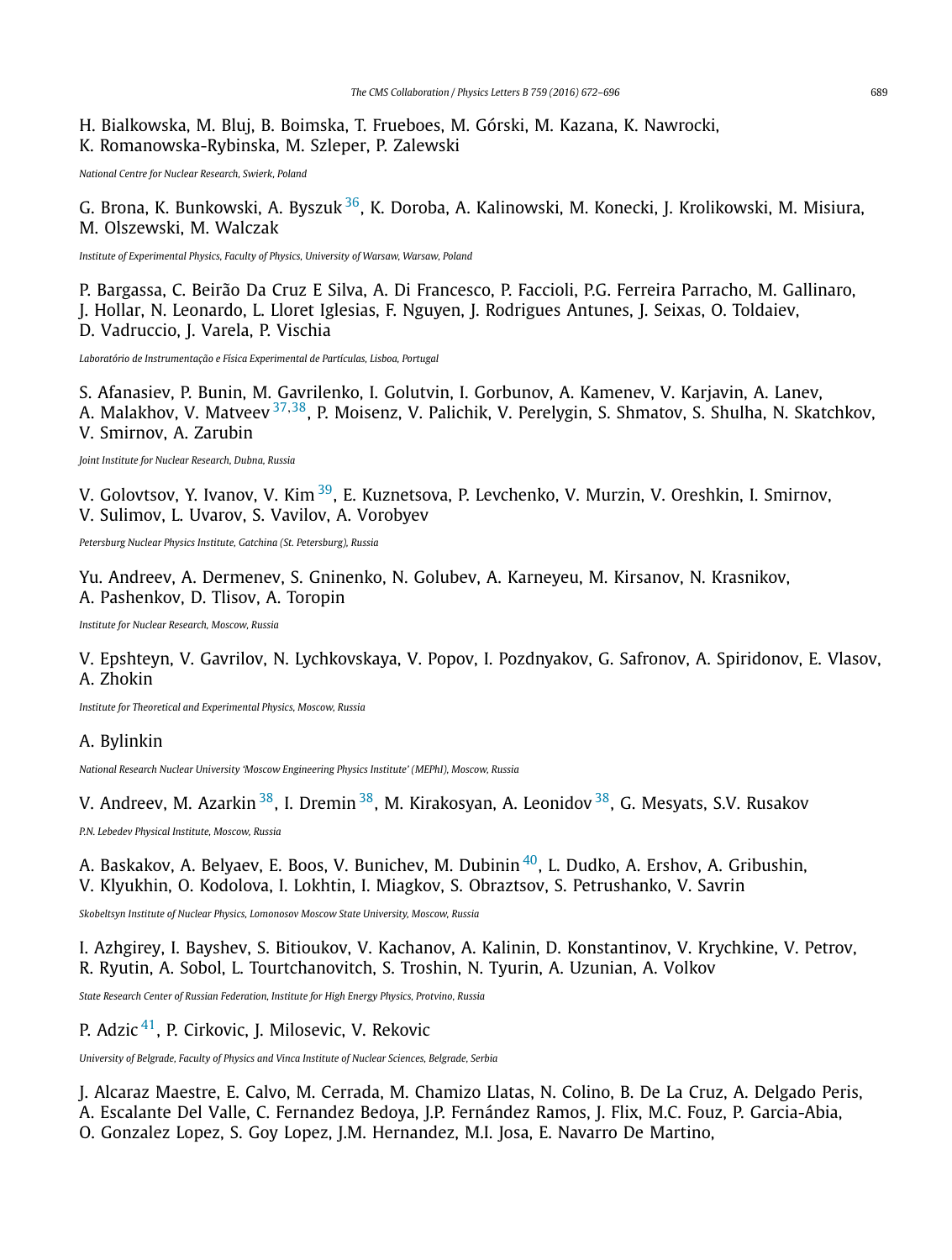H. Bialkowska, M. Bluj, B. Boimska, T. Frueboes, M. Górski, M. Kazana, K. Nawrocki, K. Romanowska-Rybinska, M. Szleper, P. Zalewski

*National Centre for Nuclear Research, Swierk, Poland*

G. Brona, K. Bunkowski, A. Byszuk [36], K. Doroba, A. Kalinowski, M. Konecki, J. Krolikowski, M. Misiura, M. Olszewski, M. Walczak

*Institute of Experimental Physics, Faculty of Physics, University of Warsaw, Warsaw, Poland*

P. Bargassa, C. Beirão Da Cruz E Silva, A. Di Francesco, P. Faccioli, P.G. Ferreira Parracho, M. Gallinaro, J. Hollar, N. Leonardo, L. Lloret Iglesias, F. Nguyen, J. Rodrigues Antunes, J. Seixas, O. Toldaiev, D. Vadruccio, J. Varela, P. Vischia

*Laboratório de Instrumentação e Física Experimental de Partículas, Lisboa, Portugal*

S. Afanasiev, P. Bunin, M. Gavrilenko, I. Golutvin, I. Gorbunov, A. Kamenev, V. Karjavin, A. Lanev, A. Malakhov, V. Matveev [37,38], P. Moisenz, V. Palichik, V. Perelygin, S. Shmatov, S. Shulha, N. Skatchkov, V. Smirnov, A. Zarubin

*Joint Institute for Nuclear Research, Dubna, Russia*

V. Golovtsov, Y. Ivanov, V. Kim [39], E. Kuznetsova, P. Levchenko, V. Murzin, V. Oreshkin, I. Smirnov, V. Sulimov, L. Uvarov, S. Vavilov, A. Vorobyev

*Petersburg Nuclear Physics Institute, Gatchina (St. Petersburg), Russia*

Yu. Andreev, A. Dermenev, S. Gninenko, N. Golubev, A. Karneyeu, M. Kirsanov, N. Krasnikov, A. Pashenkov, D. Tlisov, A. Toropin

*Institute for Nuclear Research, Moscow, Russia*

V. Epshteyn, V. Gavrilov, N. Lychkovskaya, V. Popov, I. Pozdnyakov, G. Safronov, A. Spiridonov, E. Vlasov, A. Zhokin

*Institute for Theoretical and Experimental Physics, Moscow, Russia*

A. Bylinkin

*National Research Nuclear University 'Moscow Engineering Physics Institute' (MEPhI), Moscow, Russia*

V. Andreev, M. Azarkin [38], I. Dremin [38], M. Kirakosyan, A. Leonidov [38], G. Mesyats, S.V. Rusakov

*P.N. Lebedev Physical Institute, Moscow, Russia*

A. Baskakov, A. Belyaev, E. Boos, V. Bunichev, M. Dubinin [40], L. Dudko, A. Ershov, A. Gribushin, V. Klyukhin, O. Kodolova, I. Lokhtin, I. Miagkov, S. Obraztsov, S. Petrushanko, V. Savrin

*Skobeltsyn Institute of Nuclear Physics, Lomonosov Moscow State University, Moscow, Russia*

I. Azhgirey, I. Bayshev, S. Bitioukov, V. Kachanov, A. Kalinin, D. Konstantinov, V. Krychkine, V. Petrov, R. Ryutin, A. Sobol, L. Tourtchanovitch, S. Troshin, N. Tyurin, A. Uzunian, A. Volkov

*State Research Center of Russian Federation, Institute for High Energy Physics, Protvino, Russia*

P. Adzic [41], P. Cirkovic, J. Milosevic, V. Rekovic

*University of Belgrade, Faculty of Physics and Vinca Institute of Nuclear Sciences, Belgrade, Serbia*

J. Alcaraz Maestre, E. Calvo, M. Cerrada, M. Chamizo Llatas, N. Colino, B. De La Cruz, A. Delgado Peris, A. Escalante Del Valle, C. Fernandez Bedoya, J.P. Fernández Ramos, J. Flix, M.C. Fouz, P. Garcia-Abia, O. Gonzalez Lopez, S. Goy Lopez, J.M. Hernandez, M.I. Josa, E. Navarro De Martino,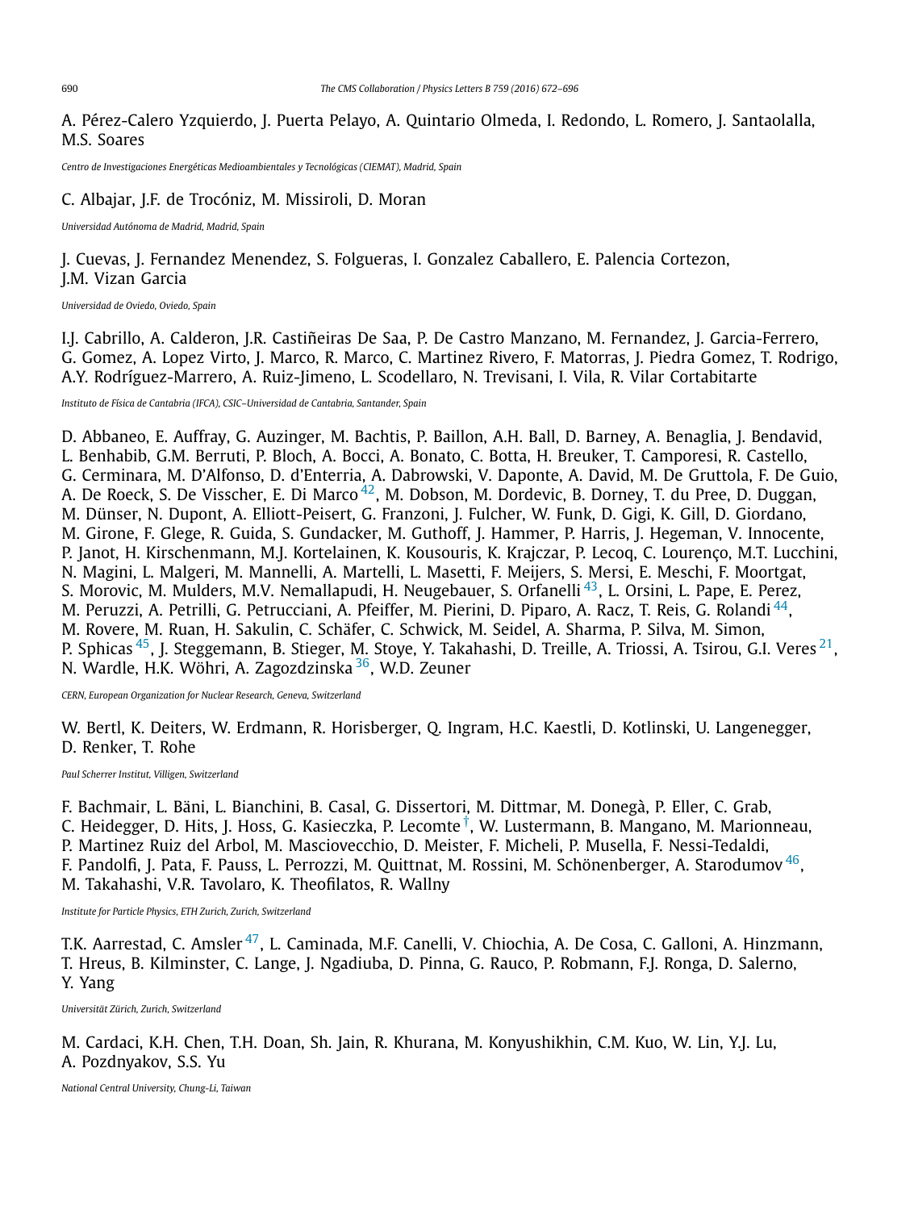A. Pérez-Calero Yzquierdo, J. Puerta Pelayo, A. Quintario Olmeda, I. Redondo, L. Romero, J. Santaolalla, M.S. Soares

*Centro de Investigaciones Energéticas Medioambientales y Tecnológicas (CIEMAT), Madrid, Spain*

C. Albajar, J.F. de Trocóniz, M. Missiroli, D. Moran

*Universidad Autónoma de Madrid, Madrid, Spain*

J. Cuevas, J. Fernandez Menendez, S. Folgueras, I. Gonzalez Caballero, E. Palencia Cortezon, J.M. Vizan Garcia

*Universidad de Oviedo, Oviedo, Spain*

I.J. Cabrillo, A. Calderon, J.R. Castiñeiras De Saa, P. De Castro Manzano, M. Fernandez, J. Garcia-Ferrero, G. Gomez, A. Lopez Virto, J. Marco, R. Marco, C. Martinez Rivero, F. Matorras, J. Piedra Gomez, T. Rodrigo, A.Y. Rodríguez-Marrero, A. Ruiz-Jimeno, L. Scodellaro, N. Trevisani, I. Vila, R. Vilar Cortabitarte

*Instituto de Física de Cantabria (IFCA), CSIC–Universidad de Cantabria, Santander, Spain*

D. Abbaneo, E. Auffray, G. Auzinger, M. Bachtis, P. Baillon, A.H. Ball, D. Barney, A. Benaglia, J. Bendavid, L. Benhabib, G.M. Berruti, P. Bloch, A. Bocci, A. Bonato, C. Botta, H. Breuker, T. Camporesi, R. Castello, G. Cerminara, M. D'Alfonso, D. d'Enterria, A. Dabrowski, V. Daponte, A. David, M. De Gruttola, F. De Guio, A. De Roeck, S. De Visscher, E. Di Marco [42], M. Dobson, M. Dordevic, B. Dorney, T. du Pree, D. Duggan, M. Dünser, N. Dupont, A. Elliott-Peisert, G. Franzoni, J. Fulcher, W. Funk, D. Gigi, K. Gill, D. Giordano, M. Girone, F. Glege, R. Guida, S. Gundacker, M. Guthoff, J. Hammer, P. Harris, J. Hegeman, V. Innocente, P. Janot, H. Kirschenmann, M.J. Kortelainen, K. Kousouris, K. Krajczar, P. Lecoq, C. Lourenço, M.T. Lucchini, N. Magini, L. Malgeri, M. Mannelli, A. Martelli, L. Masetti, F. Meijers, S. Mersi, E. Meschi, F. Moortgat, S. Morovic, M. Mulders, M.V. Nemallapudi, H. Neugebauer, S. Orfanelli [43], L. Orsini, L. Pape, E. Perez, M. Peruzzi, A. Petrilli, G. Petrucciani, A. Pfeiffer, M. Pierini, D. Piparo, A. Racz, T. Reis, G. Rolandi [44], M. Rovere, M. Ruan, H. Sakulin, C. Schäfer, C. Schwick, M. Seidel, A. Sharma, P. Silva, M. Simon, P. Sphicas [45], J. Steggemann, B. Stieger, M. Stoye, Y. Takahashi, D. Treille, A. Triossi, A. Tsirou, G.I. Veres [21], N. Wardle, H.K. Wöhri, A. Zagozdzinska [36], W.D. Zeuner

*CERN, European Organization for Nuclear Research, Geneva, Switzerland*

W. Bertl, K. Deiters, W. Erdmann, R. Horisberger, Q. Ingram, H.C. Kaestli, D. Kotlinski, U. Langenegger, D. Renker, T. Rohe

*Paul Scherrer Institut, Villigen, Switzerland*

F. Bachmair, L. Bäni, L. Bianchini, B. Casal, G. Dissertori, M. Dittmar, M. Donegà, P. Eller, C. Grab, C. Heidegger, D. Hits, J. Hoss, G. Kasieczka, P. Lecomte [†], W. Lustermann, B. Mangano, M. Marionneau, P. Martinez Ruiz del Arbol, M. Masciovecchio, D. Meister, F. Micheli, P. Musella, F. Nessi-Tedaldi, F. Pandolfi, J. Pata, F. Pauss, L. Perrozzi, M. Quittnat, M. Rossini, M. Schönenberger, A. Starodumov [46], M. Takahashi, V.R. Tavolaro, K. Theofilatos, R. Wallny

*Institute for Particle Physics, ETH Zurich, Zurich, Switzerland*

T.K. Aarrestad, C. Amsler [47], L. Caminada, M.F. Canelli, V. Chiochia, A. De Cosa, C. Galloni, A. Hinzmann, T. Hreus, B. Kilminster, C. Lange, J. Ngadiuba, D. Pinna, G. Rauco, P. Robmann, F.J. Ronga, D. Salerno, Y. Yang

*Universität Zürich, Zurich, Switzerland*

M. Cardaci, K.H. Chen, T.H. Doan, Sh. Jain, R. Khurana, M. Konyushikhin, C.M. Kuo, W. Lin, Y.J. Lu, A. Pozdnyakov, S.S. Yu

*National Central University, Chung-Li, Taiwan*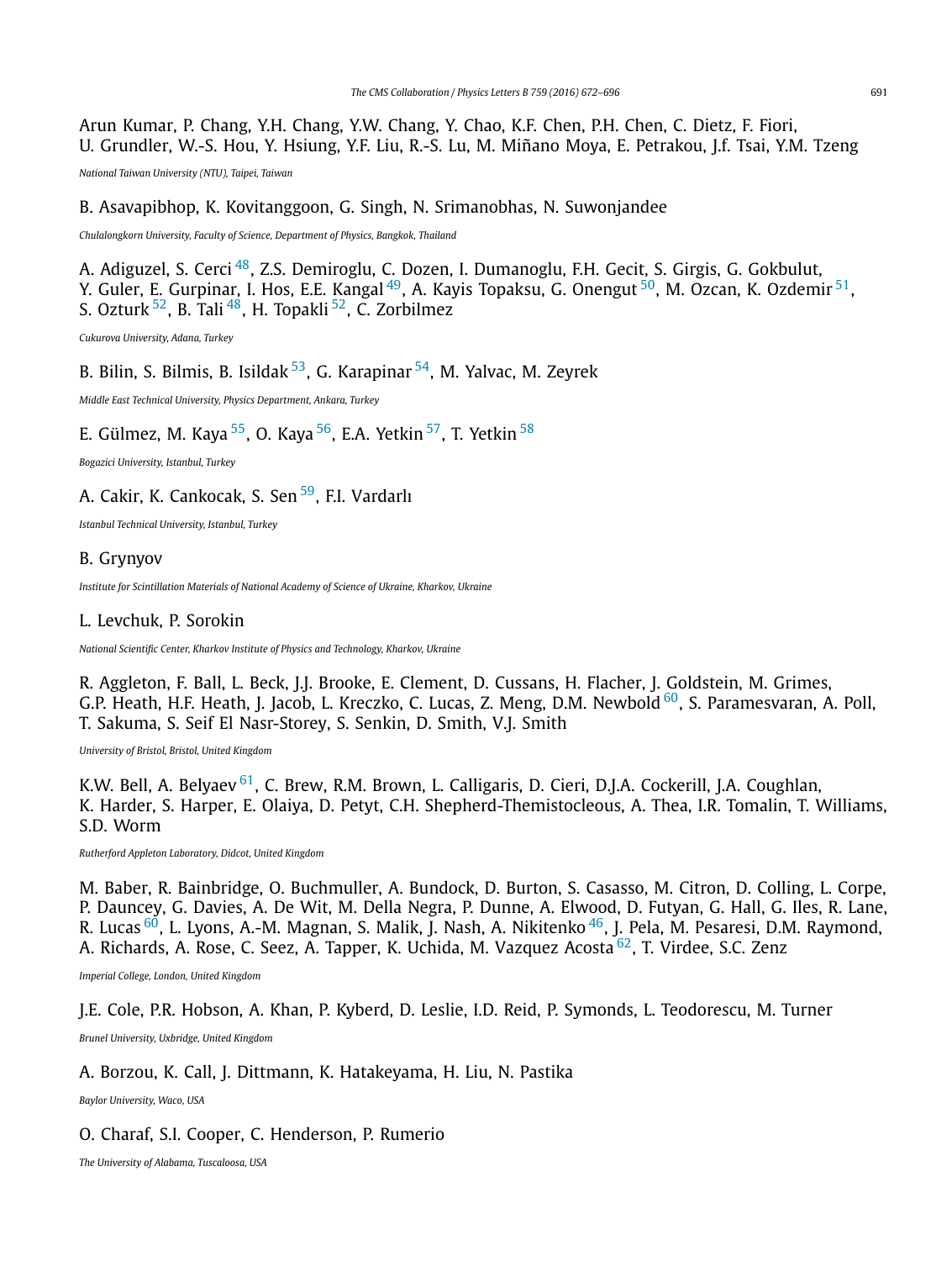Arun Kumar, P. Chang, Y.H. Chang, Y.W. Chang, Y. Chao, K.F. Chen, P.H. Chen, C. Dietz, F. Fiori, U. Grundler, W.-S. Hou, Y. Hsiung, Y.F. Liu, R.-S. Lu, M. Miñano Moya, E. Petrakou, J.f. Tsai, Y.M. Tzeng

*National Taiwan University (NTU), Taipei, Taiwan*

B. Asavapibhop, K. Kovitanggoon, G. Singh, N. Srimanobhas, N. Suwonjandee

*Chulalongkorn University, Faculty of Science, Department of Physics, Bangkok, Thailand*

A. Adiguzel, S. Cerci [48], Z.S. Demiroglu, C. Dozen, I. Dumanoglu, F.H. Gecit, S. Girgis, G. Gokbulut, Y. Guler, E. Gurpinar, I. Hos, E.E. Kangal [49], A. Kayis Topaksu, G. Onengut [50], M. Ozcan, K. Ozdemir [51], S. Ozturk [52], B. Tali [48], H. Topakli [52], C. Zorbilmez

*Cukurova University, Adana, Turkey*

B. Bilin, S. Bilmis, B. Isildak [53], G. Karapinar [54], M. Yalvac, M. Zeyrek

*Middle East Technical University, Physics Department, Ankara, Turkey*

E. Gülmez, M. Kaya [55], O. Kaya [56], E.A. Yetkin [57], T. Yetkin [58]

*Bogazici University, Istanbul, Turkey*

A. Cakir, K. Cankocak, S. Sen [59], F.I. Vardarlı

*Istanbul Technical University, Istanbul, Turkey*

B. Grynyov

*Institute for Scintillation Materials of National Academy of Science of Ukraine, Kharkov, Ukraine*

L. Levchuk, P. Sorokin

*National Scientific Center, Kharkov Institute of Physics and Technology, Kharkov, Ukraine*

R. Aggleton, F. Ball, L. Beck, J.J. Brooke, E. Clement, D. Cussans, H. Flacher, J. Goldstein, M. Grimes, G.P. Heath, H.F. Heath, J. Jacob, L. Kreczko, C. Lucas, Z. Meng, D.M. Newbold [60], S. Paramesvaran, A. Poll, T. Sakuma, S. Seif El Nasr-Storey, S. Senkin, D. Smith, V.J. Smith

*University of Bristol, Bristol, United Kingdom*

K.W. Bell, A. Belyaev [61], C. Brew, R.M. Brown, L. Calligaris, D. Cieri, D.J.A. Cockerill, J.A. Coughlan, K. Harder, S. Harper, E. Olaiya, D. Petyt, C.H. Shepherd-Themistocleous, A. Thea, I.R. Tomalin, T. Williams, S.D. Worm

*Rutherford Appleton Laboratory, Didcot, United Kingdom*

M. Baber, R. Bainbridge, O. Buchmuller, A. Bundock, D. Burton, S. Casasso, M. Citron, D. Colling, L. Corpe, P. Dauncey, G. Davies, A. De Wit, M. Della Negra, P. Dunne, A. Elwood, D. Futyan, G. Hall, G. Iles, R. Lane, R. Lucas [60], L. Lyons, A.-M. Magnan, S. Malik, J. Nash, A. Nikitenko [46], J. Pela, M. Pesaresi, D.M. Raymond, A. Richards, A. Rose, C. Seez, A. Tapper, K. Uchida, M. Vazquez Acosta [62], T. Virdee, S.C. Zenz

*Imperial College, London, United Kingdom*

J.E. Cole, P.R. Hobson, A. Khan, P. Kyberd, D. Leslie, I.D. Reid, P. Symonds, L. Teodorescu, M. Turner

*Brunel University, Uxbridge, United Kingdom*

A. Borzou, K. Call, J. Dittmann, K. Hatakeyama, H. Liu, N. Pastika

*Baylor University, Waco, USA*

O. Charaf, S.I. Cooper, C. Henderson, P. Rumerio

*The University of Alabama, Tuscaloosa, USA*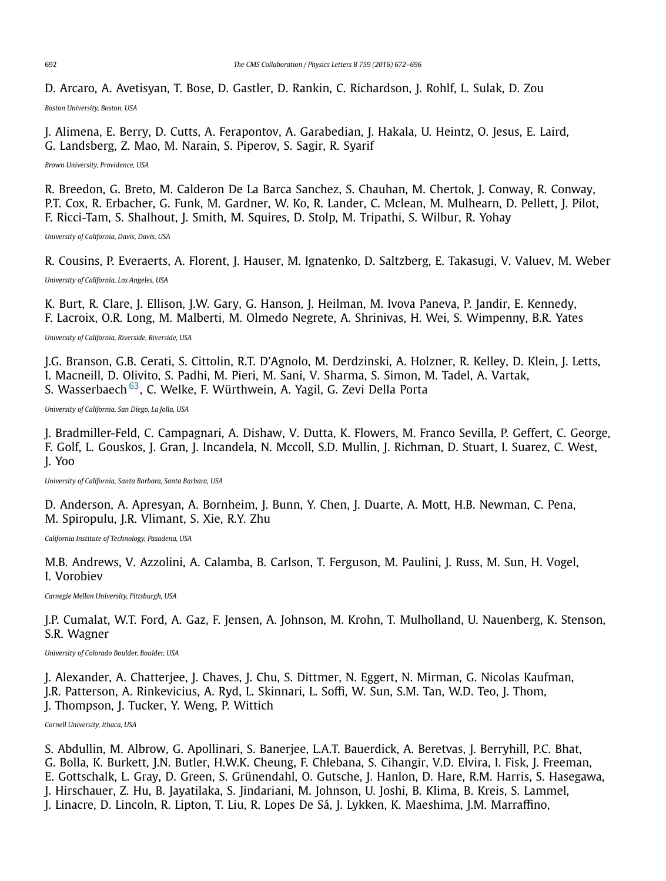D. Arcaro, A. Avetisyan, T. Bose, D. Gastler, D. Rankin, C. Richardson, J. Rohlf, L. Sulak, D. Zou

*Boston University, Boston, USA*

J. Alimena, E. Berry, D. Cutts, A. Ferapontov, A. Garabedian, J. Hakala, U. Heintz, O. Jesus, E. Laird, G. Landsberg, Z. Mao, M. Narain, S. Piperov, S. Sagir, R. Syarif

*Brown University, Providence, USA*

R. Breedon, G. Breto, M. Calderon De La Barca Sanchez, S. Chauhan, M. Chertok, J. Conway, R. Conway, P.T. Cox, R. Erbacher, G. Funk, M. Gardner, W. Ko, R. Lander, C. Mclean, M. Mulhearn, D. Pellett, J. Pilot, F. Ricci-Tam, S. Shalhout, J. Smith, M. Squires, D. Stolp, M. Tripathi, S. Wilbur, R. Yohay

*University of California, Davis, Davis, USA*

R. Cousins, P. Everaerts, A. Florent, J. Hauser, M. Ignatenko, D. Saltzberg, E. Takasugi, V. Valuev, M. Weber

*University of California, Los Angeles, USA*

K. Burt, R. Clare, J. Ellison, J.W. Gary, G. Hanson, J. Heilman, M. Ivova Paneva, P. Jandir, E. Kennedy, F. Lacroix, O.R. Long, M. Malberti, M. Olmedo Negrete, A. Shrinivas, H. Wei, S. Wimpenny, B.R. Yates

*University of California, Riverside, Riverside, USA*

J.G. Branson, G.B. Cerati, S. Cittolin, R.T. D'Agnolo, M. Derdzinski, A. Holzner, R. Kelley, D. Klein, J. Letts, I. Macneill, D. Olivito, S. Padhi, M. Pieri, M. Sani, V. Sharma, S. Simon, M. Tadel, A. Vartak, S. Wasserbaech [63], C. Welke, F. Würthwein, A. Yagil, G. Zevi Della Porta

*University of California, San Diego, La Jolla, USA*

J. Bradmiller-Feld, C. Campagnari, A. Dishaw, V. Dutta, K. Flowers, M. Franco Sevilla, P. Geffert, C. George, F. Golf, L. Gouskos, J. Gran, J. Incandela, N. Mccoll, S.D. Mullin, J. Richman, D. Stuart, I. Suarez, C. West, J. Yoo

*University of California, Santa Barbara, Santa Barbara, USA*

D. Anderson, A. Apresyan, A. Bornheim, J. Bunn, Y. Chen, J. Duarte, A. Mott, H.B. Newman, C. Pena, M. Spiropulu, J.R. Vlimant, S. Xie, R.Y. Zhu

*California Institute of Technology, Pasadena, USA*

M.B. Andrews, V. Azzolini, A. Calamba, B. Carlson, T. Ferguson, M. Paulini, J. Russ, M. Sun, H. Vogel, I. Vorobiev

*Carnegie Mellon University, Pittsburgh, USA*

J.P. Cumalat, W.T. Ford, A. Gaz, F. Jensen, A. Johnson, M. Krohn, T. Mulholland, U. Nauenberg, K. Stenson, S.R. Wagner

*University of Colorado Boulder, Boulder, USA*

J. Alexander, A. Chatterjee, J. Chaves, J. Chu, S. Dittmer, N. Eggert, N. Mirman, G. Nicolas Kaufman, J.R. Patterson, A. Rinkevicius, A. Ryd, L. Skinnari, L. Soffi, W. Sun, S.M. Tan, W.D. Teo, J. Thom, J. Thompson, J. Tucker, Y. Weng, P. Wittich

*Cornell University, Ithaca, USA*

S. Abdullin, M. Albrow, G. Apollinari, S. Banerjee, L.A.T. Bauerdick, A. Beretvas, J. Berryhill, P.C. Bhat, G. Bolla, K. Burkett, J.N. Butler, H.W.K. Cheung, F. Chlebana, S. Cihangir, V.D. Elvira, I. Fisk, J. Freeman, E. Gottschalk, L. Gray, D. Green, S. Grünendahl, O. Gutsche, J. Hanlon, D. Hare, R.M. Harris, S. Hasegawa, J. Hirschauer, Z. Hu, B. Jayatilaka, S. Jindariani, M. Johnson, U. Joshi, B. Klima, B. Kreis, S. Lammel, J. Linacre, D. Lincoln, R. Lipton, T. Liu, R. Lopes De Sá, J. Lykken, K. Maeshima, J.M. Marraffino,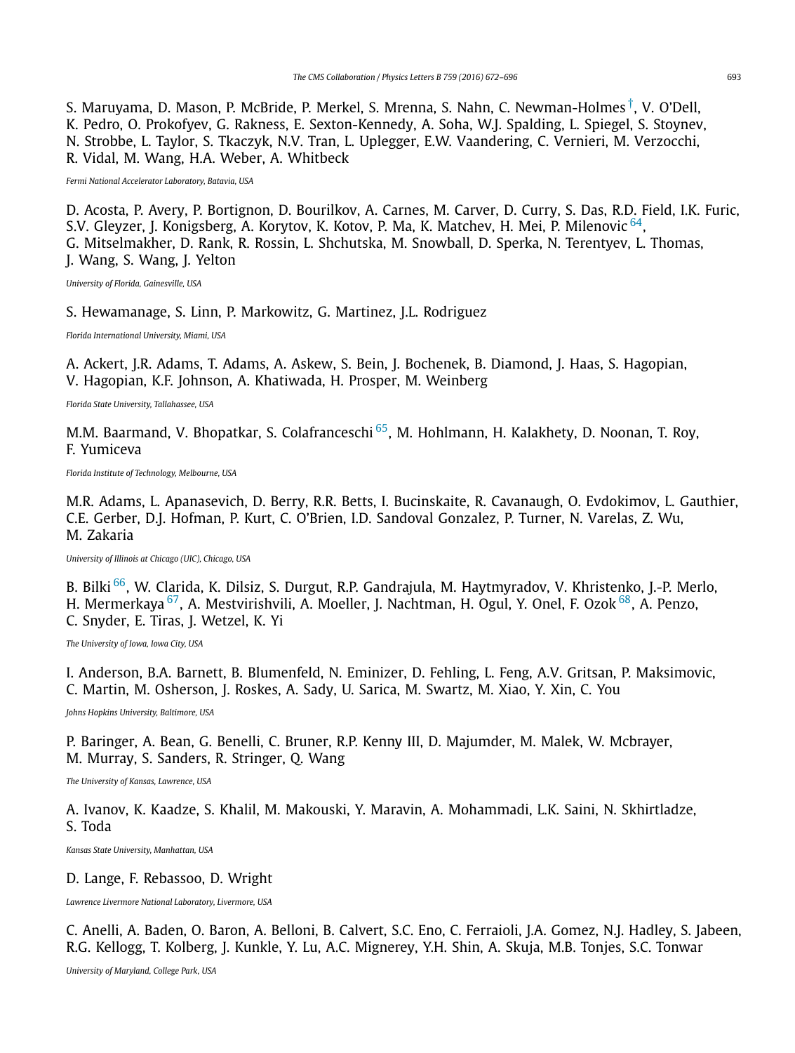S. Maruyama, D. Mason, P. McBride, P. Merkel, S. Mrenna, S. Nahn, C. Newman-Holmes[†], V. O'Dell, K. Pedro, O. Prokofyev, G. Rakness, E. Sexton-Kennedy, A. Soha, W.J. Spalding, L. Spiegel, S. Stoynev, N. Strobbe, L. Taylor, S. Tkaczyk, N.V. Tran, L. Uplegger, E.W. Vaandering, C. Vernieri, M. Verzocchi, R. Vidal, M. Wang, H.A. Weber, A. Whitbeck

*Fermi National Accelerator Laboratory, Batavia, USA*

D. Acosta, P. Avery, P. Bortignon, D. Bourilkov, A. Carnes, M. Carver, D. Curry, S. Das, R.D. Field, I.K. Furic, S.V. Gleyzer, J. Konigsberg, A. Korytov, K. Kotov, P. Ma, K. Matchev, H. Mei, P. Milenovic[64], G. Mitselmakher, D. Rank, R. Rossin, L. Shchutska, M. Snowball, D. Sperka, N. Terentyev, L. Thomas, J. Wang, S. Wang, J. Yelton

*University of Florida, Gainesville, USA*

S. Hewamanage, S. Linn, P. Markowitz, G. Martinez, J.L. Rodriguez

*Florida International University, Miami, USA*

A. Ackert, J.R. Adams, T. Adams, A. Askew, S. Bein, J. Bochenek, B. Diamond, J. Haas, S. Hagopian, V. Hagopian, K.F. Johnson, A. Khatiwada, H. Prosper, M. Weinberg

*Florida State University, Tallahassee, USA*

M.M. Baarmand, V. Bhopatkar, S. Colafranceschi[65], M. Hohlmann, H. Kalakhety, D. Noonan, T. Roy, F. Yumiceva

*Florida Institute of Technology, Melbourne, USA*

M.R. Adams, L. Apanasevich, D. Berry, R.R. Betts, I. Bucinskaite, R. Cavanaugh, O. Evdokimov, L. Gauthier, C.E. Gerber, D.J. Hofman, P. Kurt, C. O'Brien, I.D. Sandoval Gonzalez, P. Turner, N. Varelas, Z. Wu, M. Zakaria

*University of Illinois at Chicago (UIC), Chicago, USA*

B. Bilki[66], W. Clarida, K. Dilsiz, S. Durgut, R.P. Gandrajula, M. Haytmyradov, V. Khristenko, J.-P. Merlo, H. Mermerkaya[67], A. Mestvirishvili, A. Moeller, J. Nachtman, H. Ogul, Y. Onel, F. Ozok[68], A. Penzo, C. Snyder, E. Tiras, J. Wetzel, K. Yi

*The University of Iowa, Iowa City, USA*

I. Anderson, B.A. Barnett, B. Blumenfeld, N. Eminizer, D. Fehling, L. Feng, A.V. Gritsan, P. Maksimovic, C. Martin, M. Osherson, J. Roskes, A. Sady, U. Sarica, M. Swartz, M. Xiao, Y. Xin, C. You

*Johns Hopkins University, Baltimore, USA*

P. Baringer, A. Bean, G. Benelli, C. Bruner, R.P. Kenny III, D. Majumder, M. Malek, W. Mcbrayer, M. Murray, S. Sanders, R. Stringer, Q. Wang

*The University of Kansas, Lawrence, USA*

A. Ivanov, K. Kaadze, S. Khalil, M. Makouski, Y. Maravin, A. Mohammadi, L.K. Saini, N. Skhirtladze, S. Toda

*Kansas State University, Manhattan, USA*

D. Lange, F. Rebassoo, D. Wright

*Lawrence Livermore National Laboratory, Livermore, USA*

C. Anelli, A. Baden, O. Baron, A. Belloni, B. Calvert, S.C. Eno, C. Ferraioli, J.A. Gomez, N.J. Hadley, S. Jabeen, R.G. Kellogg, T. Kolberg, J. Kunkle, Y. Lu, A.C. Mignerey, Y.H. Shin, A. Skuja, M.B. Tonjes, S.C. Tonwar

*University of Maryland, College Park, USA*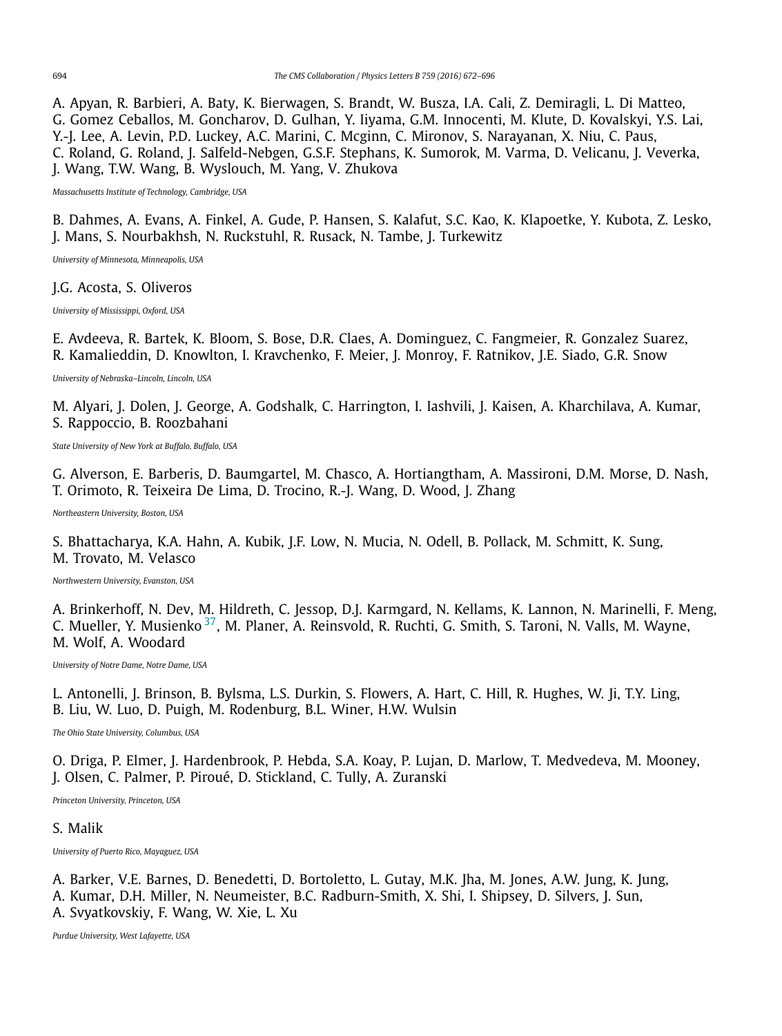A. Apyan, R. Barbieri, A. Baty, K. Bierwagen, S. Brandt, W. Busza, I.A. Cali, Z. Demiragli, L. Di Matteo, G. Gomez Ceballos, M. Goncharov, D. Gulhan, Y. Iiyama, G.M. Innocenti, M. Klute, D. Kovalskyi, Y.S. Lai, Y.-J. Lee, A. Levin, P.D. Luckey, A.C. Marini, C. Mcginn, C. Mironov, S. Narayanan, X. Niu, C. Paus, C. Roland, G. Roland, J. Salfeld-Nebgen, G.S.F. Stephans, K. Sumorok, M. Varma, D. Velicanu, J. Veverka, J. Wang, T.W. Wang, B. Wyslouch, M. Yang, V. Zhukova

*Massachusetts Institute of Technology, Cambridge, USA*

B. Dahmes, A. Evans, A. Finkel, A. Gude, P. Hansen, S. Kalafut, S.C. Kao, K. Klapoetke, Y. Kubota, Z. Lesko, J. Mans, S. Nourbakhsh, N. Ruckstuhl, R. Rusack, N. Tambe, J. Turkewitz

*University of Minnesota, Minneapolis, USA*

J.G. Acosta, S. Oliveros

*University of Mississippi, Oxford, USA*

E. Avdeeva, R. Bartek, K. Bloom, S. Bose, D.R. Claes, A. Dominguez, C. Fangmeier, R. Gonzalez Suarez, R. Kamalieddin, D. Knowlton, I. Kravchenko, F. Meier, J. Monroy, F. Ratnikov, J.E. Siado, G.R. Snow

*University of Nebraska–Lincoln, Lincoln, USA*

M. Alyari, J. Dolen, J. George, A. Godshalk, C. Harrington, I. Iashvili, J. Kaisen, A. Kharchilava, A. Kumar, S. Rappoccio, B. Roozbahani

*State University of New York at Buffalo, Buffalo, USA*

G. Alverson, E. Barberis, D. Baumgartel, M. Chasco, A. Hortiangtham, A. Massironi, D.M. Morse, D. Nash, T. Orimoto, R. Teixeira De Lima, D. Trocino, R.-J. Wang, D. Wood, J. Zhang

*Northeastern University, Boston, USA*

S. Bhattacharya, K.A. Hahn, A. Kubik, J.F. Low, N. Mucia, N. Odell, B. Pollack, M. Schmitt, K. Sung, M. Trovato, M. Velasco

*Northwestern University, Evanston, USA*

A. Brinkerhoff, N. Dev, M. Hildreth, C. Jessop, D.J. Karmgard, N. Kellams, K. Lannon, N. Marinelli, F. Meng, C. Mueller, Y. Musienko [37], M. Planer, A. Reinsvold, R. Ruchti, G. Smith, S. Taroni, N. Valls, M. Wayne, M. Wolf, A. Woodard

*University of Notre Dame, Notre Dame, USA*

L. Antonelli, J. Brinson, B. Bylsma, L.S. Durkin, S. Flowers, A. Hart, C. Hill, R. Hughes, W. Ji, T.Y. Ling, B. Liu, W. Luo, D. Puigh, M. Rodenburg, B.L. Winer, H.W. Wulsin

*The Ohio State University, Columbus, USA*

O. Driga, P. Elmer, J. Hardenbrook, P. Hebda, S.A. Koay, P. Lujan, D. Marlow, T. Medvedeva, M. Mooney, J. Olsen, C. Palmer, P. Piroué, D. Stickland, C. Tully, A. Zuranski

*Princeton University, Princeton, USA*

S. Malik

*University of Puerto Rico, Mayaguez, USA*

A. Barker, V.E. Barnes, D. Benedetti, D. Bortoletto, L. Gutay, M.K. Jha, M. Jones, A.W. Jung, K. Jung, A. Kumar, D.H. Miller, N. Neumeister, B.C. Radburn-Smith, X. Shi, I. Shipsey, D. Silvers, J. Sun, A. Svyatkovskiy, F. Wang, W. Xie, L. Xu

*Purdue University, West Lafayette, USA*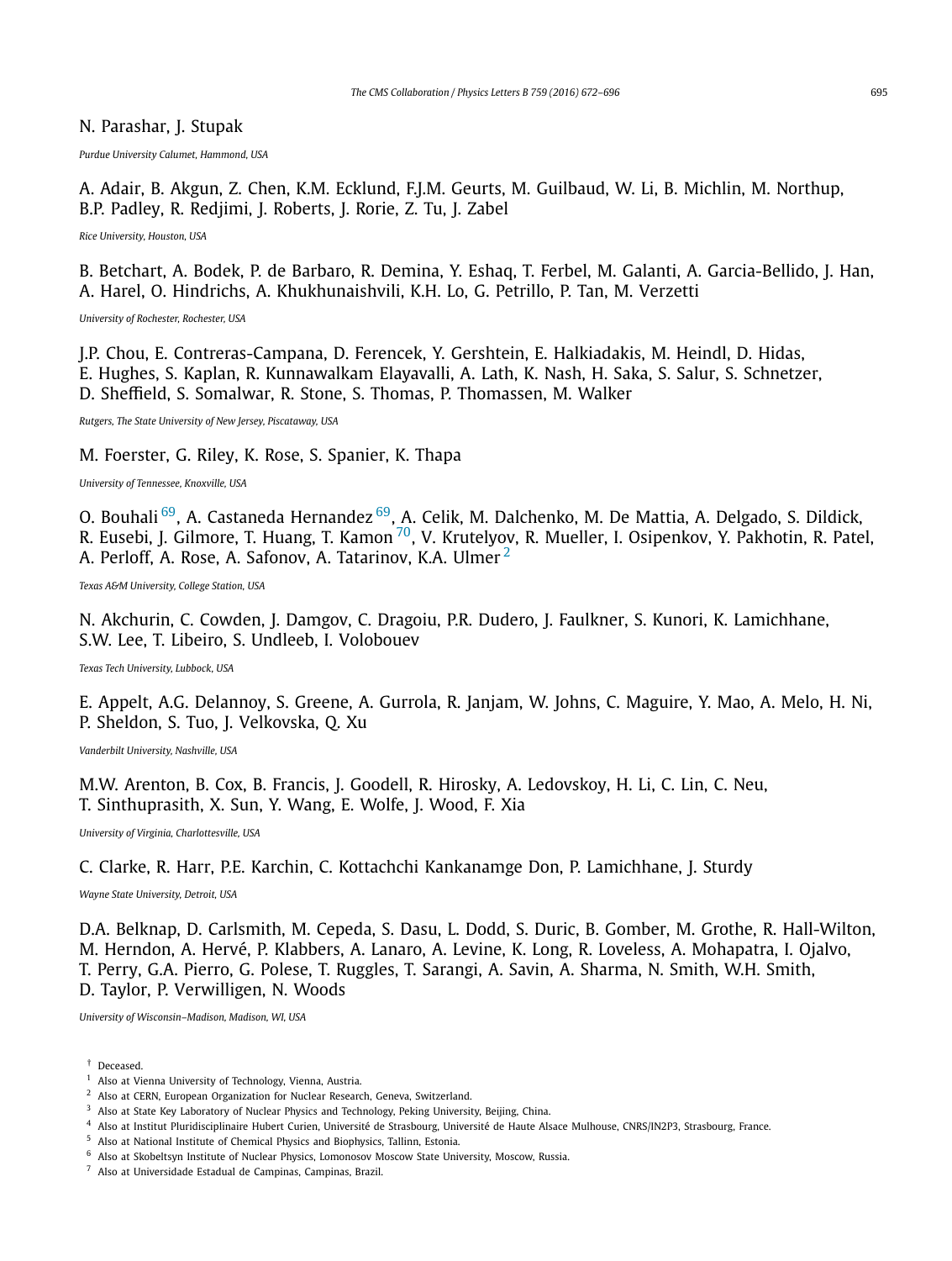N. Parashar, J. Stupak

*Purdue University Calumet, Hammond, USA*

A. Adair, B. Akgun, Z. Chen, K.M. Ecklund, F.J.M. Geurts, M. Guilbaud, W. Li, B. Michlin, M. Northup, B.P. Padley, R. Redjimi, J. Roberts, J. Rorie, Z. Tu, J. Zabel

*Rice University, Houston, USA*

B. Betchart, A. Bodek, P. de Barbaro, R. Demina, Y. Eshaq, T. Ferbel, M. Galanti, A. Garcia-Bellido, J. Han, A. Harel, O. Hindrichs, A. Khukhunaishvili, K.H. Lo, G. Petrillo, P. Tan, M. Verzetti

*University of Rochester, Rochester, USA*

J.P. Chou, E. Contreras-Campana, D. Ferencek, Y. Gershtein, E. Halkiadakis, M. Heindl, D. Hidas, E. Hughes, S. Kaplan, R. Kunnawalkam Elayavalli, A. Lath, K. Nash, H. Saka, S. Salur, S. Schnetzer, D. Sheffield, S. Somalwar, R. Stone, S. Thomas, P. Thomassen, M. Walker

*Rutgers, The State University of New Jersey, Piscataway, USA*

M. Foerster, G. Riley, K. Rose, S. Spanier, K. Thapa

*University of Tennessee, Knoxville, USA*

O. Bouhali [69], A. Castaneda Hernandez [69], A. Celik, M. Dalchenko, M. De Mattia, A. Delgado, S. Dildick, R. Eusebi, J. Gilmore, T. Huang, T. Kamon [70], V. Krutelyov, R. Mueller, I. Osipenkov, Y. Pakhotin, R. Patel, A. Perloff, A. Rose, A. Safonov, A. Tatarinov, K.A. Ulmer [2]

*Texas A&M University, College Station, USA*

N. Akchurin, C. Cowden, J. Damgov, C. Dragoiu, P.R. Dudero, J. Faulkner, S. Kunori, K. Lamichhane, S.W. Lee, T. Libeiro, S. Undleeb, I. Volobouev

*Texas Tech University, Lubbock, USA*

E. Appelt, A.G. Delannoy, S. Greene, A. Gurrola, R. Janjam, W. Johns, C. Maguire, Y. Mao, A. Melo, H. Ni, P. Sheldon, S. Tuo, J. Velkovska, Q. Xu

*Vanderbilt University, Nashville, USA*

M.W. Arenton, B. Cox, B. Francis, J. Goodell, R. Hirosky, A. Ledovskoy, H. Li, C. Lin, C. Neu, T. Sinthuprasith, X. Sun, Y. Wang, E. Wolfe, J. Wood, F. Xia

*University of Virginia, Charlottesville, USA*

C. Clarke, R. Harr, P.E. Karchin, C. Kottachchi Kankanamge Don, P. Lamichhane, J. Sturdy

*Wayne State University, Detroit, USA*

D.A. Belknap, D. Carlsmith, M. Cepeda, S. Dasu, L. Dodd, S. Duric, B. Gomber, M. Grothe, R. Hall-Wilton, M. Herndon, A. Hervé, P. Klabbers, A. Lanaro, A. Levine, K. Long, R. Loveless, A. Mohapatra, I. Ojalvo, T. Perry, G.A. Pierro, G. Polese, T. Ruggles, T. Sarangi, A. Savin, A. Sharma, N. Smith, W.H. Smith, D. Taylor, P. Verwilligen, N. Woods

*University of Wisconsin–Madison, Madison, WI, USA*

† Deceased.
[1] Also at Vienna University of Technology, Vienna, Austria.
[2] Also at CERN, European Organization for Nuclear Research, Geneva, Switzerland.
[3] Also at State Key Laboratory of Nuclear Physics and Technology, Peking University, Beijing, China.
[4] Also at Institut Pluridisciplinaire Hubert Curien, Université de Strasbourg, Université de Haute Alsace Mulhouse, CNRS/IN2P3, Strasbourg, France.
[5] Also at National Institute of Chemical Physics and Biophysics, Tallinn, Estonia.
[6] Also at Skobeltsyn Institute of Nuclear Physics, Lomonosov Moscow State University, Moscow, Russia.
[7] Also at Universidade Estadual de Campinas, Campinas, Brazil.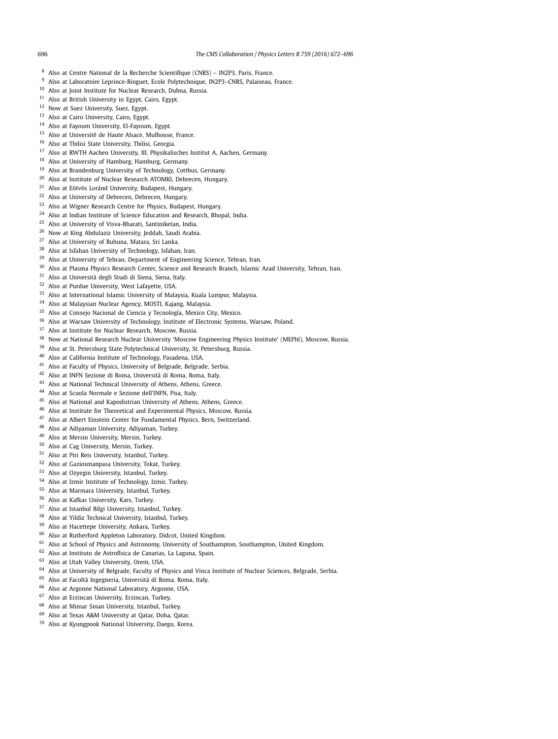[8] Also at Centre National de la Recherche Scientifique (CNRS) – IN2P3, Paris, France.
[9] Also at Laboratoire Leprince-Ringuet, Ecole Polytechnique, IN2P3–CNRS, Palaiseau, France.
[10] Also at Joint Institute for Nuclear Research, Dubna, Russia.
[11] Also at British University in Egypt, Cairo, Egypt.
[12] Now at Suez University, Suez, Egypt.
[13] Also at Cairo University, Cairo, Egypt.
[14] Also at Fayoum University, El-Fayoum, Egypt.
[15] Also at Université de Haute Alsace, Mulhouse, France.
[16] Also at Tbilisi State University, Tbilisi, Georgia.
[17] Also at RWTH Aachen University, III. Physikalisches Institut A, Aachen, Germany.
[18] Also at University of Hamburg, Hamburg, Germany.
[19] Also at Brandenburg University of Technology, Cottbus, Germany.
[20] Also at Institute of Nuclear Research ATOMKI, Debrecen, Hungary.
[21] Also at Eötvös Loránd University, Budapest, Hungary.
[22] Also at University of Debrecen, Debrecen, Hungary.
[23] Also at Wigner Research Centre for Physics, Budapest, Hungary.
[24] Also at Indian Institute of Science Education and Research, Bhopal, India.
[25] Also at University of Visva-Bharati, Santiniketan, India.
[26] Now at King Abdulaziz University, Jeddah, Saudi Arabia.
[27] Also at University of Ruhuna, Matara, Sri Lanka.
[28] Also at Isfahan University of Technology, Isfahan, Iran.
[29] Also at University of Tehran, Department of Engineering Science, Tehran, Iran.
[30] Also at Plasma Physics Research Center, Science and Research Branch, Islamic Azad University, Tehran, Iran.
[31] Also at Università degli Studi di Siena, Siena, Italy.
[32] Also at Purdue University, West Lafayette, USA.
[33] Also at International Islamic University of Malaysia, Kuala Lumpur, Malaysia.
[34] Also at Malaysian Nuclear Agency, MOSTI, Kajang, Malaysia.
[35] Also at Consejo Nacional de Ciencia y Tecnología, Mexico City, Mexico.
[36] Also at Warsaw University of Technology, Institute of Electronic Systems, Warsaw, Poland.
[37] Also at Institute for Nuclear Research, Moscow, Russia.
[38] Now at National Research Nuclear University 'Moscow Engineering Physics Institute' (MEPhI), Moscow, Russia.
[39] Also at St. Petersburg State Polytechnical University, St. Petersburg, Russia.
[40] Also at California Institute of Technology, Pasadena, USA.
[41] Also at Faculty of Physics, University of Belgrade, Belgrade, Serbia.
[42] Also at INFN Sezione di Roma, Università di Roma, Roma, Italy.
[43] Also at National Technical University of Athens, Athens, Greece.
[44] Also at Scuola Normale e Sezione dell'INFN, Pisa, Italy.
[45] Also at National and Kapodistrian University of Athens, Athens, Greece.
[46] Also at Institute for Theoretical and Experimental Physics, Moscow, Russia.
[47] Also at Albert Einstein Center for Fundamental Physics, Bern, Switzerland.
[48] Also at Adiyaman University, Adiyaman, Turkey.
[49] Also at Mersin University, Mersin, Turkey.
[50] Also at Cag University, Mersin, Turkey.
[51] Also at Piri Reis University, Istanbul, Turkey.
[52] Also at Gaziosmanpasa University, Tokat, Turkey.
[53] Also at Ozyegin University, Istanbul, Turkey.
[54] Also at Izmir Institute of Technology, Izmir, Turkey.
[55] Also at Marmara University, Istanbul, Turkey.
[56] Also at Kafkas University, Kars, Turkey.
[57] Also at Istanbul Bilgi University, Istanbul, Turkey.
[58] Also at Yildiz Technical University, Istanbul, Turkey.
[59] Also at Hacettepe University, Ankara, Turkey.
[60] Also at Rutherford Appleton Laboratory, Didcot, United Kingdom.
[61] Also at School of Physics and Astronomy, University of Southampton, Southampton, United Kingdom.
[62] Also at Instituto de Astrofísica de Canarias, La Laguna, Spain.
[63] Also at Utah Valley University, Orem, USA.
[64] Also at University of Belgrade, Faculty of Physics and Vinca Institute of Nuclear Sciences, Belgrade, Serbia.
[65] Also at Facoltà Ingegneria, Università di Roma, Roma, Italy.
[66] Also at Argonne National Laboratory, Argonne, USA.
[67] Also at Erzincan University, Erzincan, Turkey.
[68] Also at Mimar Sinan University, Istanbul, Turkey.
[69] Also at Texas A&M University at Qatar, Doha, Qatar.
[70] Also at Kyungpook National University, Daegu, Korea.